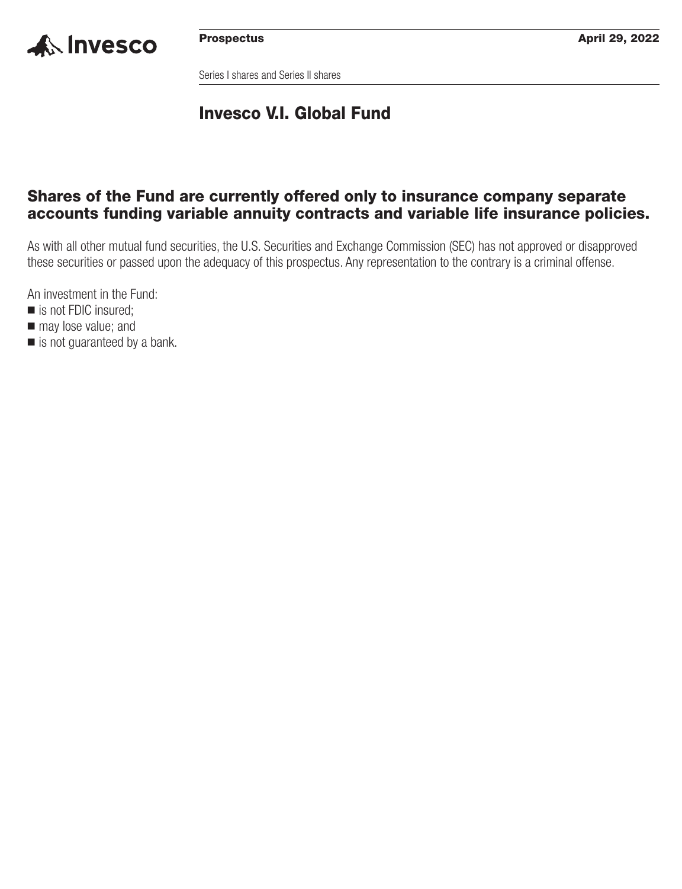**Prospectus** **April 29, 2022**

Series I shares and Series II shares

# Invesco V.I. Global Fund

## Shares of the Fund are currently offered only to insurance company separate accounts funding variable annuity contracts and variable life insurance policies.

As with all other mutual fund securities, the U.S. Securities and Exchange Commission (SEC) has not approved or disapproved these securities or passed upon the adequacy of this prospectus. Any representation to the contrary is a criminal offense.

An investment in the Fund:

- is not FDIC insured;
- may lose value; and
- is not guaranteed by a bank.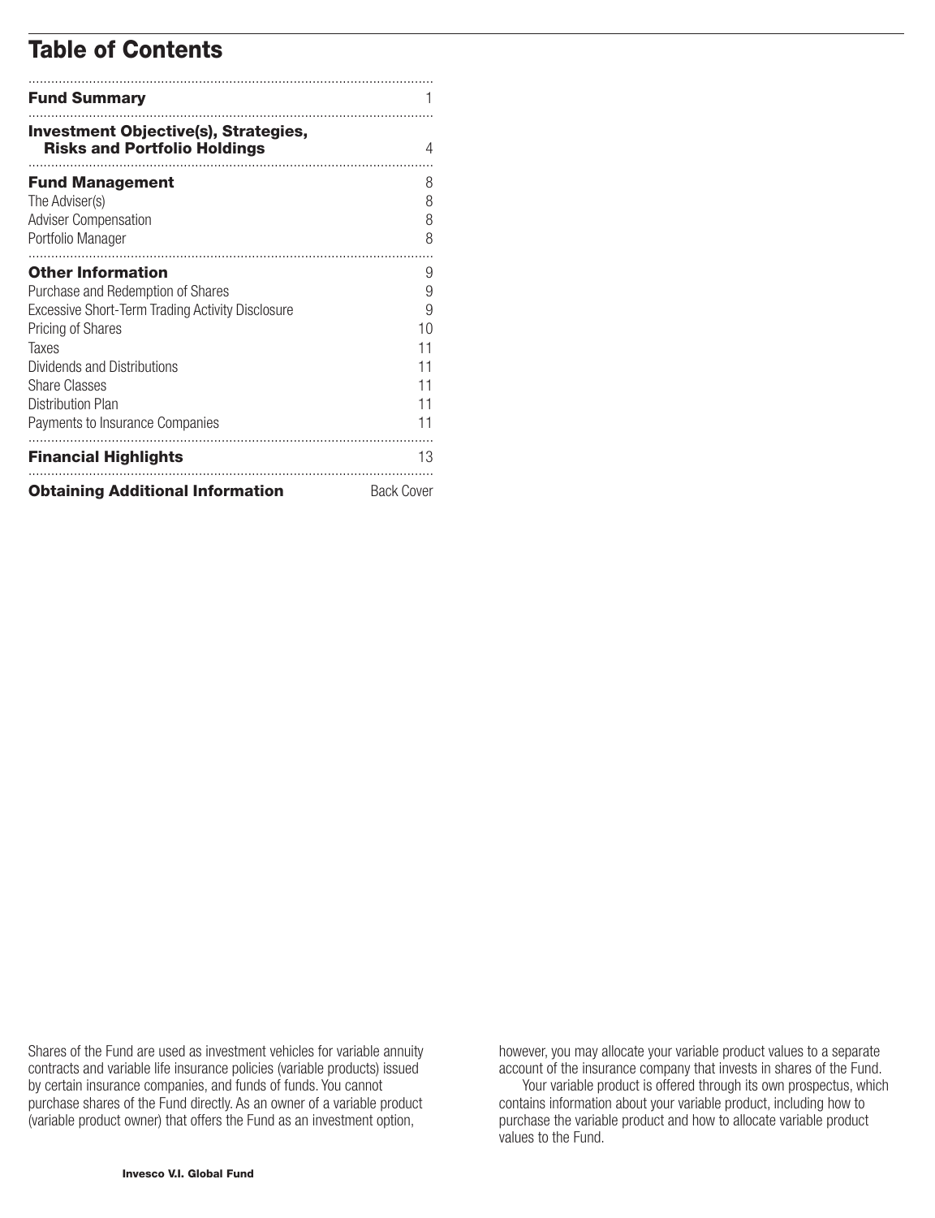# Table of Contents

| | |
|---|---|
| **Fund Summary** | 1 |
| **Investment Objective(s), Strategies, Risks and Portfolio Holdings** | 4 |
| **Fund Management** | 8 |
| The Adviser(s) | 8 |
| Adviser Compensation | 8 |
| Portfolio Manager | 8 |
| **Other Information** | 9 |
| Purchase and Redemption of Shares | 9 |
| Excessive Short-Term Trading Activity Disclosure | 9 |
| Pricing of Shares | 10 |
| Taxes | 11 |
| Dividends and Distributions | 11 |
| Share Classes | 11 |
| Distribution Plan | 11 |
| Payments to Insurance Companies | 11 |
| **Financial Highlights** | 13 |
| **Obtaining Additional Information** | Back Cover |

Shares of the Fund are used as investment vehicles for variable annuity contracts and variable life insurance policies (variable products) issued by certain insurance companies, and funds of funds. You cannot purchase shares of the Fund directly. As an owner of a variable product (variable product owner) that offers the Fund as an investment option, however, you may allocate your variable product values to a separate account of the insurance company that invests in shares of the Fund.

Your variable product is offered through its own prospectus, which contains information about your variable product, including how to purchase the variable product and how to allocate variable product values to the Fund.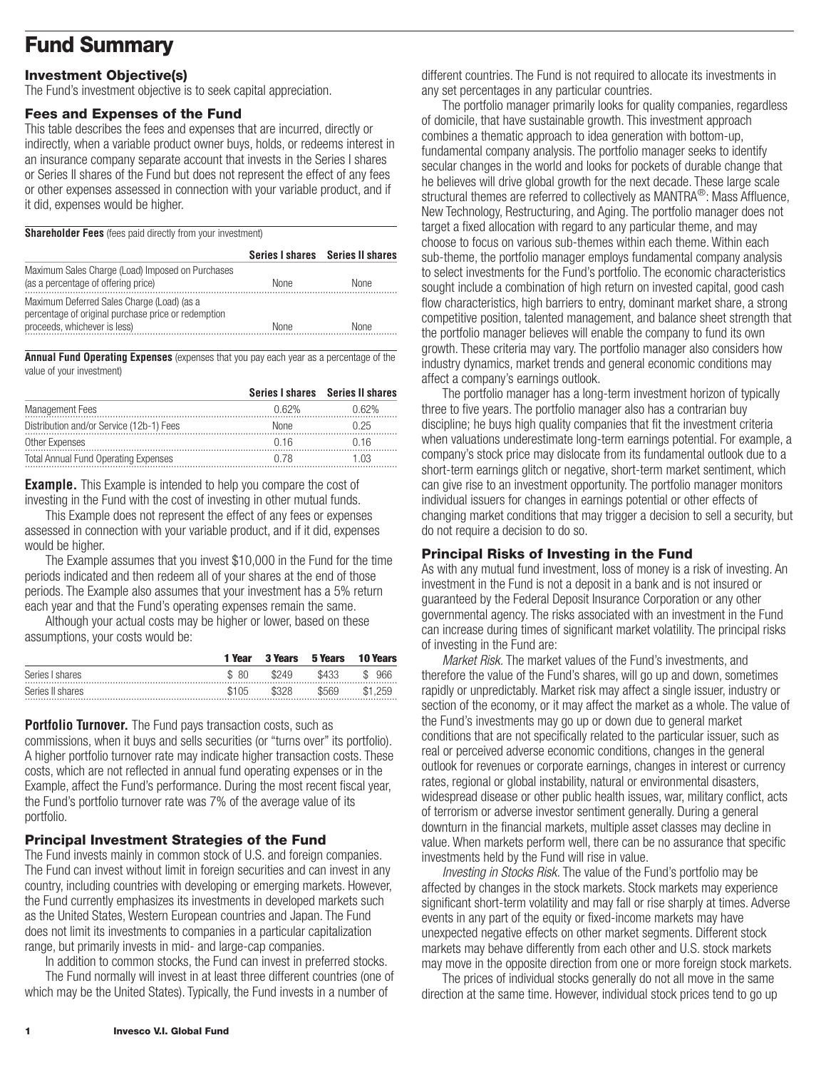# Fund Summary

### Investment Objective(s)

The Fund's investment objective is to seek capital appreciation.

### Fees and Expenses of the Fund

This table describes the fees and expenses that are incurred, directly or indirectly, when a variable product owner buys, holds, or redeems interest in an insurance company separate account that invests in the Series I shares or Series II shares of the Fund but does not represent the effect of any fees or other expenses assessed in connection with your variable product, and if it did, expenses would be higher.

**Shareholder Fees** (fees paid directly from your investment)

| | Series I shares | Series II shares |
|---|---|---|
| Maximum Sales Charge (Load) Imposed on Purchases (as a percentage of offering price) | None | None |
| Maximum Deferred Sales Charge (Load) (as a percentage of original purchase price or redemption proceeds, whichever is less) | None | None |

**Annual Fund Operating Expenses** (expenses that you pay each year as a percentage of the value of your investment)

| | Series I shares | Series II shares |
|---|---|---|
| Management Fees | 0.62% | 0.62% |
| Distribution and/or Service (12b-1) Fees | None | 0.25 |
| Other Expenses | 0.16 | 0.16 |
| Total Annual Fund Operating Expenses | 0.78 | 1.03 |

**Example.** This Example is intended to help you compare the cost of investing in the Fund with the cost of investing in other mutual funds.

This Example does not represent the effect of any fees or expenses assessed in connection with your variable product, and if it did, expenses would be higher.

The Example assumes that you invest $10,000 in the Fund for the time periods indicated and then redeem all of your shares at the end of those periods. The Example also assumes that your investment has a 5% return each year and that the Fund's operating expenses remain the same.

Although your actual costs may be higher or lower, based on these assumptions, your costs would be:

| | 1 Year | 3 Years | 5 Years | 10 Years |
|---|---|---|---|---|
| Series I shares | $ 80 | $249 | $433 | $ 966 |
| Series II shares | $105 | $328 | $569 | $1,259 |

**Portfolio Turnover.** The Fund pays transaction costs, such as commissions, when it buys and sells securities (or "turns over" its portfolio). A higher portfolio turnover rate may indicate higher transaction costs. These costs, which are not reflected in annual fund operating expenses or in the Example, affect the Fund's performance. During the most recent fiscal year, the Fund's portfolio turnover rate was 7% of the average value of its portfolio.

### Principal Investment Strategies of the Fund

The Fund invests mainly in common stock of U.S. and foreign companies. The Fund can invest without limit in foreign securities and can invest in any country, including countries with developing or emerging markets. However, the Fund currently emphasizes its investments in developed markets such as the United States, Western European countries and Japan. The Fund does not limit its investments to companies in a particular capitalization range, but primarily invests in mid- and large-cap companies.

In addition to common stocks, the Fund can invest in preferred stocks.

The Fund normally will invest in at least three different countries (one of which may be the United States). Typically, the Fund invests in a number of different countries. The Fund is not required to allocate its investments in any set percentages in any particular countries.

The portfolio manager primarily looks for quality companies, regardless of domicile, that have sustainable growth. This investment approach combines a thematic approach to idea generation with bottom-up, fundamental company analysis. The portfolio manager seeks to identify secular changes in the world and looks for pockets of durable change that he believes will drive global growth for the next decade. These large scale structural themes are referred to collectively as MANTRA®: Mass Affluence, New Technology, Restructuring, and Aging. The portfolio manager does not target a fixed allocation with regard to any particular theme, and may choose to focus on various sub-themes within each theme. Within each sub-theme, the portfolio manager employs fundamental company analysis to select investments for the Fund's portfolio. The economic characteristics sought include a combination of high return on invested capital, good cash flow characteristics, high barriers to entry, dominant market share, a strong competitive position, talented management, and balance sheet strength that the portfolio manager believes will enable the company to fund its own growth. These criteria may vary. The portfolio manager also considers how industry dynamics, market trends and general economic conditions may affect a company's earnings outlook.

The portfolio manager has a long-term investment horizon of typically three to five years. The portfolio manager also has a contrarian buy discipline; he buys high quality companies that fit the investment criteria when valuations underestimate long-term earnings potential. For example, a company's stock price may dislocate from its fundamental outlook due to a short-term earnings glitch or negative, short-term market sentiment, which can give rise to an investment opportunity. The portfolio manager monitors individual issuers for changes in earnings potential or other effects of changing market conditions that may trigger a decision to sell a security, but do not require a decision to do so.

### Principal Risks of Investing in the Fund

As with any mutual fund investment, loss of money is a risk of investing. An investment in the Fund is not a deposit in a bank and is not insured or guaranteed by the Federal Deposit Insurance Corporation or any other governmental agency. The risks associated with an investment in the Fund can increase during times of significant market volatility. The principal risks of investing in the Fund are:

*Market Risk.* The market values of the Fund's investments, and therefore the value of the Fund's shares, will go up and down, sometimes rapidly or unpredictably. Market risk may affect a single issuer, industry or section of the economy, or it may affect the market as a whole. The value of the Fund's investments may go up or down due to general market conditions that are not specifically related to the particular issuer, such as real or perceived adverse economic conditions, changes in the general outlook for revenues or corporate earnings, changes in interest or currency rates, regional or global instability, natural or environmental disasters, widespread disease or other public health issues, war, military conflict, acts of terrorism or adverse investor sentiment generally. During a general downturn in the financial markets, multiple asset classes may decline in value. When markets perform well, there can be no assurance that specific investments held by the Fund will rise in value.

*Investing in Stocks Risk.* The value of the Fund's portfolio may be affected by changes in the stock markets. Stock markets may experience significant short-term volatility and may fall or rise sharply at times. Adverse events in any part of the equity or fixed-income markets may have unexpected negative effects on other market segments. Different stock markets may behave differently from each other and U.S. stock markets may move in the opposite direction from one or more foreign stock markets.

The prices of individual stocks generally do not all move in the same direction at the same time. However, individual stock prices tend to go up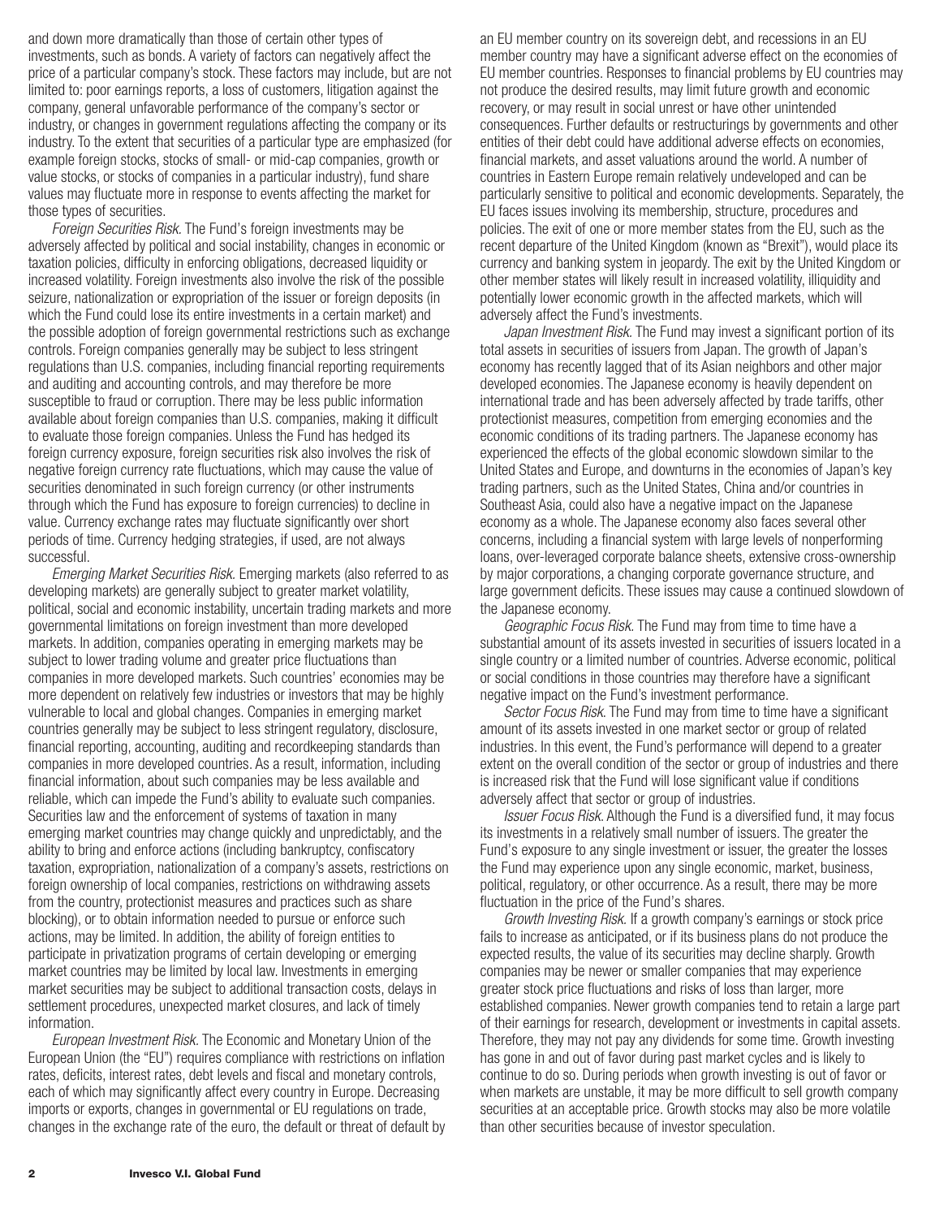and down more dramatically than those of certain other types of investments, such as bonds. A variety of factors can negatively affect the price of a particular company's stock. These factors may include, but are not limited to: poor earnings reports, a loss of customers, litigation against the company, general unfavorable performance of the company's sector or industry, or changes in government regulations affecting the company or its industry. To the extent that securities of a particular type are emphasized (for example foreign stocks, stocks of small- or mid-cap companies, growth or value stocks, or stocks of companies in a particular industry), fund share values may fluctuate more in response to events affecting the market for those types of securities.

*Foreign Securities Risk.* The Fund's foreign investments may be adversely affected by political and social instability, changes in economic or taxation policies, difficulty in enforcing obligations, decreased liquidity or increased volatility. Foreign investments also involve the risk of the possible seizure, nationalization or expropriation of the issuer or foreign deposits (in which the Fund could lose its entire investments in a certain market) and the possible adoption of foreign governmental restrictions such as exchange controls. Foreign companies generally may be subject to less stringent regulations than U.S. companies, including financial reporting requirements and auditing and accounting controls, and may therefore be more susceptible to fraud or corruption. There may be less public information available about foreign companies than U.S. companies, making it difficult to evaluate those foreign companies. Unless the Fund has hedged its foreign currency exposure, foreign securities risk also involves the risk of negative foreign currency rate fluctuations, which may cause the value of securities denominated in such foreign currency (or other instruments through which the Fund has exposure to foreign currencies) to decline in value. Currency exchange rates may fluctuate significantly over short periods of time. Currency hedging strategies, if used, are not always successful.

*Emerging Market Securities Risk.* Emerging markets (also referred to as developing markets) are generally subject to greater market volatility, political, social and economic instability, uncertain trading markets and more governmental limitations on foreign investment than more developed markets. In addition, companies operating in emerging markets may be subject to lower trading volume and greater price fluctuations than companies in more developed markets. Such countries' economies may be more dependent on relatively few industries or investors that may be highly vulnerable to local and global changes. Companies in emerging market countries generally may be subject to less stringent regulatory, disclosure, financial reporting, accounting, auditing and recordkeeping standards than companies in more developed countries. As a result, information, including financial information, about such companies may be less available and reliable, which can impede the Fund's ability to evaluate such companies. Securities law and the enforcement of systems of taxation in many emerging market countries may change quickly and unpredictably, and the ability to bring and enforce actions (including bankruptcy, confiscatory taxation, expropriation, nationalization of a company's assets, restrictions on foreign ownership of local companies, restrictions on withdrawing assets from the country, protectionist measures and practices such as share blocking), or to obtain information needed to pursue or enforce such actions, may be limited. In addition, the ability of foreign entities to participate in privatization programs of certain developing or emerging market countries may be limited by local law. Investments in emerging market securities may be subject to additional transaction costs, delays in settlement procedures, unexpected market closures, and lack of timely information.

*European Investment Risk.* The Economic and Monetary Union of the European Union (the "EU") requires compliance with restrictions on inflation rates, deficits, interest rates, debt levels and fiscal and monetary controls, each of which may significantly affect every country in Europe. Decreasing imports or exports, changes in governmental or EU regulations on trade, changes in the exchange rate of the euro, the default or threat of default by an EU member country on its sovereign debt, and recessions in an EU member country may have a significant adverse effect on the economies of EU member countries. Responses to financial problems by EU countries may not produce the desired results, may limit future growth and economic recovery, or may result in social unrest or have other unintended consequences. Further defaults or restructurings by governments and other entities of their debt could have additional adverse effects on economies, financial markets, and asset valuations around the world. A number of countries in Eastern Europe remain relatively undeveloped and can be particularly sensitive to political and economic developments. Separately, the EU faces issues involving its membership, structure, procedures and policies. The exit of one or more member states from the EU, such as the recent departure of the United Kingdom (known as "Brexit"), would place its currency and banking system in jeopardy. The exit by the United Kingdom or other member states will likely result in increased volatility, illiquidity and potentially lower economic growth in the affected markets, which will adversely affect the Fund's investments.

*Japan Investment Risk.* The Fund may invest a significant portion of its total assets in securities of issuers from Japan. The growth of Japan's economy has recently lagged that of its Asian neighbors and other major developed economies. The Japanese economy is heavily dependent on international trade and has been adversely affected by trade tariffs, other protectionist measures, competition from emerging economies and the economic conditions of its trading partners. The Japanese economy has experienced the effects of the global economic slowdown similar to the United States and Europe, and downturns in the economies of Japan's key trading partners, such as the United States, China and/or countries in Southeast Asia, could also have a negative impact on the Japanese economy as a whole. The Japanese economy also faces several other concerns, including a financial system with large levels of nonperforming loans, over-leveraged corporate balance sheets, extensive cross-ownership by major corporations, a changing corporate governance structure, and large government deficits. These issues may cause a continued slowdown of the Japanese economy.

*Geographic Focus Risk.* The Fund may from time to time have a substantial amount of its assets invested in securities of issuers located in a single country or a limited number of countries. Adverse economic, political or social conditions in those countries may therefore have a significant negative impact on the Fund's investment performance.

*Sector Focus Risk.* The Fund may from time to time have a significant amount of its assets invested in one market sector or group of related industries. In this event, the Fund's performance will depend to a greater extent on the overall condition of the sector or group of industries and there is increased risk that the Fund will lose significant value if conditions adversely affect that sector or group of industries.

*Issuer Focus Risk.* Although the Fund is a diversified fund, it may focus its investments in a relatively small number of issuers. The greater the Fund's exposure to any single investment or issuer, the greater the losses the Fund may experience upon any single economic, market, business, political, regulatory, or other occurrence. As a result, there may be more fluctuation in the price of the Fund's shares.

*Growth Investing Risk.* If a growth company's earnings or stock price fails to increase as anticipated, or if its business plans do not produce the expected results, the value of its securities may decline sharply. Growth companies may be newer or smaller companies that may experience greater stock price fluctuations and risks of loss than larger, more established companies. Newer growth companies tend to retain a large part of their earnings for research, development or investments in capital assets. Therefore, they may not pay any dividends for some time. Growth investing has gone in and out of favor during past market cycles and is likely to continue to do so. During periods when growth investing is out of favor or when markets are unstable, it may be more difficult to sell growth company securities at an acceptable price. Growth stocks may also be more volatile than other securities because of investor speculation.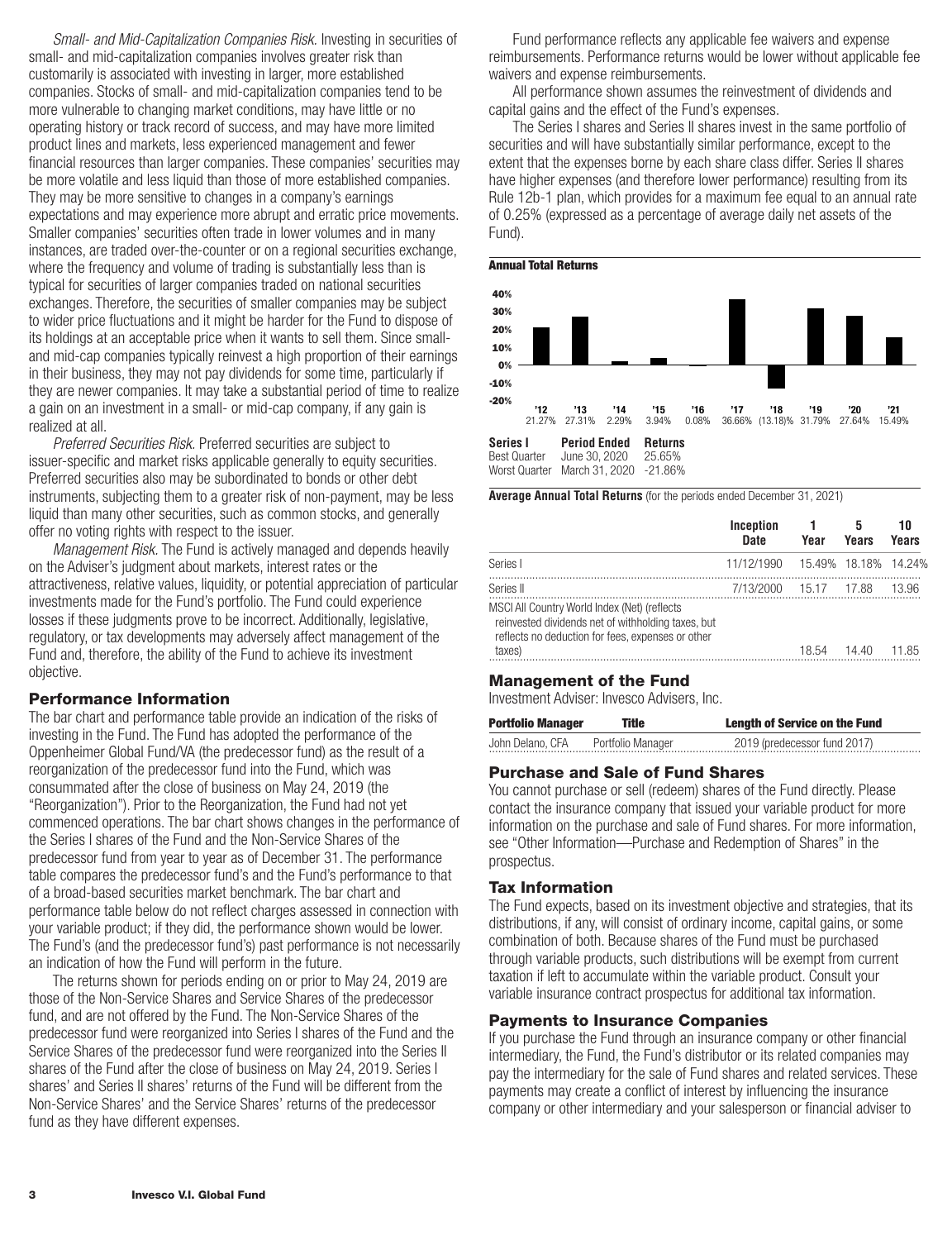*Small- and Mid-Capitalization Companies Risk.* Investing in securities of small- and mid-capitalization companies involves greater risk than customarily is associated with investing in larger, more established companies. Stocks of small- and mid-capitalization companies tend to be more vulnerable to changing market conditions, may have little or no operating history or track record of success, and may have more limited product lines and markets, less experienced management and fewer financial resources than larger companies. These companies' securities may be more volatile and less liquid than those of more established companies. They may be more sensitive to changes in a company's earnings expectations and may experience more abrupt and erratic price movements. Smaller companies' securities often trade in lower volumes and in many instances, are traded over-the-counter or on a regional securities exchange, where the frequency and volume of trading is substantially less than is typical for securities of larger companies traded on national securities exchanges. Therefore, the securities of smaller companies may be subject to wider price fluctuations and it might be harder for the Fund to dispose of its holdings at an acceptable price when it wants to sell them. Since small- and mid-cap companies typically reinvest a high proportion of their earnings in their business, they may not pay dividends for some time, particularly if they are newer companies. It may take a substantial period of time to realize a gain on an investment in a small- or mid-cap company, if any gain is realized at all.

*Preferred Securities Risk.* Preferred securities are subject to issuer-specific and market risks applicable generally to equity securities. Preferred securities also may be subordinated to bonds or other debt instruments, subjecting them to a greater risk of non-payment, may be less liquid than many other securities, such as common stocks, and generally offer no voting rights with respect to the issuer.

*Management Risk.* The Fund is actively managed and depends heavily on the Adviser's judgment about markets, interest rates or the attractiveness, relative values, liquidity, or potential appreciation of particular investments made for the Fund's portfolio. The Fund could experience losses if these judgments prove to be incorrect. Additionally, legislative, regulatory, or tax developments may adversely affect management of the Fund and, therefore, the ability of the Fund to achieve its investment objective.

## Performance Information

The bar chart and performance table provide an indication of the risks of investing in the Fund. The Fund has adopted the performance of the Oppenheimer Global Fund/VA (the predecessor fund) as the result of a reorganization of the predecessor fund into the Fund, which was consummated after the close of business on May 24, 2019 (the "Reorganization"). Prior to the Reorganization, the Fund had not yet commenced operations. The bar chart shows changes in the performance of the Series I shares of the Fund and the Non-Service Shares of the predecessor fund from year to year as of December 31. The performance table compares the predecessor fund's and the Fund's performance to that of a broad-based securities market benchmark. The bar chart and performance table below do not reflect charges assessed in connection with your variable product; if they did, the performance shown would be lower. The Fund's (and the predecessor fund's) past performance is not necessarily an indication of how the Fund will perform in the future.

The returns shown for periods ending on or prior to May 24, 2019 are those of the Non-Service Shares and Service Shares of the predecessor fund, and are not offered by the Fund. The Non-Service Shares of the predecessor fund were reorganized into Series I shares of the Fund and the Service Shares of the predecessor fund were reorganized into the Series II shares of the Fund after the close of business on May 24, 2019. Series I shares' and Series II shares' returns of the Fund will be different from the Non-Service Shares' and the Service Shares' returns of the predecessor fund as they have different expenses.

Fund performance reflects any applicable fee waivers and expense reimbursements. Performance returns would be lower without applicable fee waivers and expense reimbursements.

All performance shown assumes the reinvestment of dividends and capital gains and the effect of the Fund's expenses.

The Series I shares and Series II shares invest in the same portfolio of securities and will have substantially similar performance, except to the extent that the expenses borne by each share class differ. Series II shares have higher expenses (and therefore lower performance) resulting from its Rule 12b-1 plan, which provides for a maximum fee equal to an annual rate of 0.25% (expressed as a percentage of average daily net assets of the Fund).

**Annual Total Returns**

| '12 | '13 | '14 | '15 | '16 | '17 | '18 | '19 | '20 | '21 |
|---|---|---|---|---|---|---|---|---|---|
| 21.27% | 27.31% | 2.29% | 3.94% | 0.08% | 36.66% | (13.18)% | 31.79% | 27.64% | 15.49% |

| Series I | Period Ended | Returns |
|---|---|---|
| Best Quarter | June 30, 2020 | 25.65% |
| Worst Quarter | March 31, 2020 | -21.86% |

**Average Annual Total Returns** (for the periods ended December 31, 2021)

| | Inception Date | 1 Year | 5 Years | 10 Years |
|---|---|---|---|---|
| Series I | 11/12/1990 | 15.49% | 18.18% | 14.24% |
| Series II | 7/13/2000 | 15.17 | 17.88 | 13.96 |
| MSCI All Country World Index (Net) (reflects reinvested dividends net of withholding taxes, but reflects no deduction for fees, expenses or other taxes) | | 18.54 | 14.40 | 11.85 |

## Management of the Fund

Investment Adviser: Invesco Advisers, Inc.

| Portfolio Manager | Title | Length of Service on the Fund |
|---|---|---|
| John Delano, CFA | Portfolio Manager | 2019 (predecessor fund 2017) |

## Purchase and Sale of Fund Shares

You cannot purchase or sell (redeem) shares of the Fund directly. Please contact the insurance company that issued your variable product for more information on the purchase and sale of Fund shares. For more information, see "Other Information—Purchase and Redemption of Shares" in the prospectus.

## Tax Information

The Fund expects, based on its investment objective and strategies, that its distributions, if any, will consist of ordinary income, capital gains, or some combination of both. Because shares of the Fund must be purchased through variable products, such distributions will be exempt from current taxation if left to accumulate within the variable product. Consult your variable insurance contract prospectus for additional tax information.

## Payments to Insurance Companies

If you purchase the Fund through an insurance company or other financial intermediary, the Fund, the Fund's distributor or its related companies may pay the intermediary for the sale of Fund shares and related services. These payments may create a conflict of interest by influencing the insurance company or other intermediary and your salesperson or financial adviser to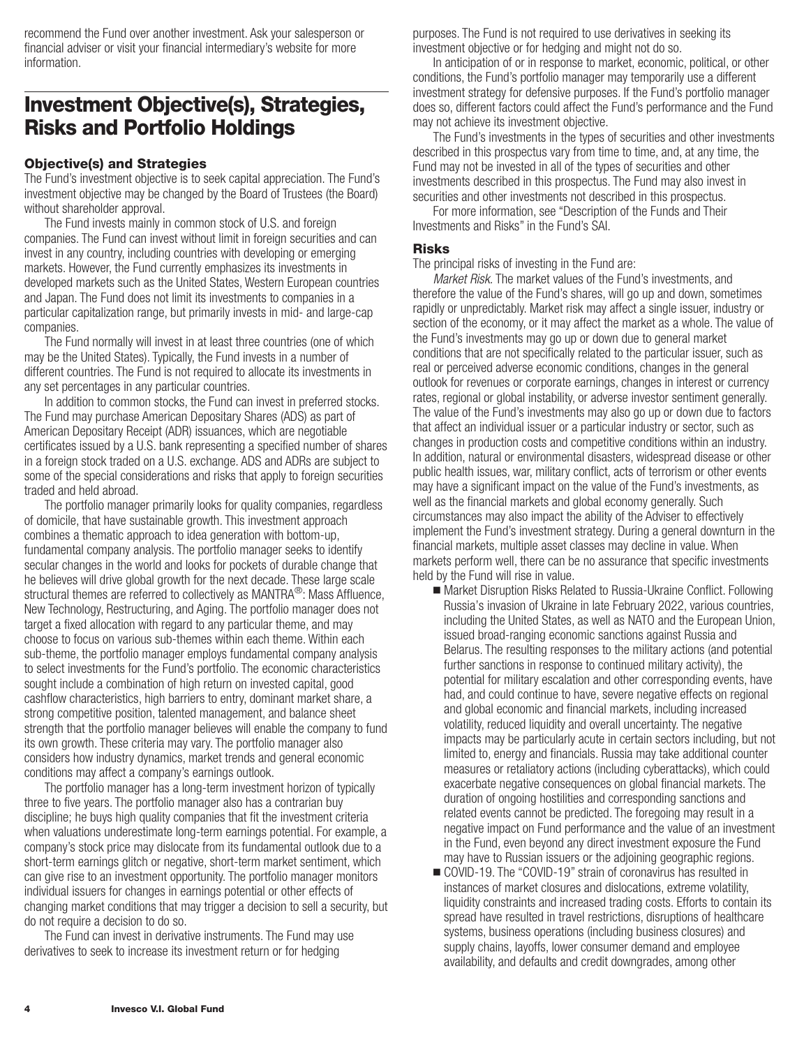recommend the Fund over another investment. Ask your salesperson or financial adviser or visit your financial intermediary's website for more information.

# Investment Objective(s), Strategies, Risks and Portfolio Holdings

### Objective(s) and Strategies

The Fund's investment objective is to seek capital appreciation. The Fund's investment objective may be changed by the Board of Trustees (the Board) without shareholder approval.

The Fund invests mainly in common stock of U.S. and foreign companies. The Fund can invest without limit in foreign securities and can invest in any country, including countries with developing or emerging markets. However, the Fund currently emphasizes its investments in developed markets such as the United States, Western European countries and Japan. The Fund does not limit its investments to companies in a particular capitalization range, but primarily invests in mid- and large-cap companies.

The Fund normally will invest in at least three countries (one of which may be the United States). Typically, the Fund invests in a number of different countries. The Fund is not required to allocate its investments in any set percentages in any particular countries.

In addition to common stocks, the Fund can invest in preferred stocks. The Fund may purchase American Depositary Shares (ADS) as part of American Depositary Receipt (ADR) issuances, which are negotiable certificates issued by a U.S. bank representing a specified number of shares in a foreign stock traded on a U.S. exchange. ADS and ADRs are subject to some of the special considerations and risks that apply to foreign securities traded and held abroad.

The portfolio manager primarily looks for quality companies, regardless of domicile, that have sustainable growth. This investment approach combines a thematic approach to idea generation with bottom-up, fundamental company analysis. The portfolio manager seeks to identify secular changes in the world and looks for pockets of durable change that he believes will drive global growth for the next decade. These large scale structural themes are referred to collectively as MANTRA®: Mass Affluence, New Technology, Restructuring, and Aging. The portfolio manager does not target a fixed allocation with regard to any particular theme, and may choose to focus on various sub-themes within each theme. Within each sub-theme, the portfolio manager employs fundamental company analysis to select investments for the Fund's portfolio. The economic characteristics sought include a combination of high return on invested capital, good cashflow characteristics, high barriers to entry, dominant market share, a strong competitive position, talented management, and balance sheet strength that the portfolio manager believes will enable the company to fund its own growth. These criteria may vary. The portfolio manager also considers how industry dynamics, market trends and general economic conditions may affect a company's earnings outlook.

The portfolio manager has a long-term investment horizon of typically three to five years. The portfolio manager also has a contrarian buy discipline; he buys high quality companies that fit the investment criteria when valuations underestimate long-term earnings potential. For example, a company's stock price may dislocate from its fundamental outlook due to a short-term earnings glitch or negative, short-term market sentiment, which can give rise to an investment opportunity. The portfolio manager monitors individual issuers for changes in earnings potential or other effects of changing market conditions that may trigger a decision to sell a security, but do not require a decision to do so.

The Fund can invest in derivative instruments. The Fund may use derivatives to seek to increase its investment return or for hedging purposes. The Fund is not required to use derivatives in seeking its investment objective or for hedging and might not do so.

In anticipation of or in response to market, economic, political, or other conditions, the Fund's portfolio manager may temporarily use a different investment strategy for defensive purposes. If the Fund's portfolio manager does so, different factors could affect the Fund's performance and the Fund may not achieve its investment objective.

The Fund's investments in the types of securities and other investments described in this prospectus vary from time to time, and, at any time, the Fund may not be invested in all of the types of securities and other investments described in this prospectus. The Fund may also invest in securities and other investments not described in this prospectus.

For more information, see "Description of the Funds and Their Investments and Risks" in the Fund's SAI.

### Risks

The principal risks of investing in the Fund are:

*Market Risk.* The market values of the Fund's investments, and therefore the value of the Fund's shares, will go up and down, sometimes rapidly or unpredictably. Market risk may affect a single issuer, industry or section of the economy, or it may affect the market as a whole. The value of the Fund's investments may go up or down due to general market conditions that are not specifically related to the particular issuer, such as real or perceived adverse economic conditions, changes in the general outlook for revenues or corporate earnings, changes in interest or currency rates, regional or global instability, or adverse investor sentiment generally. The value of the Fund's investments may also go up or down due to factors that affect an individual issuer or a particular industry or sector, such as changes in production costs and competitive conditions within an industry. In addition, natural or environmental disasters, widespread disease or other public health issues, war, military conflict, acts of terrorism or other events may have a significant impact on the value of the Fund's investments, as well as the financial markets and global economy generally. Such circumstances may also impact the ability of the Adviser to effectively implement the Fund's investment strategy. During a general downturn in the financial markets, multiple asset classes may decline in value. When markets perform well, there can be no assurance that specific investments held by the Fund will rise in value.

- Market Disruption Risks Related to Russia-Ukraine Conflict. Following Russia's invasion of Ukraine in late February 2022, various countries, including the United States, as well as NATO and the European Union, issued broad-ranging economic sanctions against Russia and Belarus. The resulting responses to the military actions (and potential further sanctions in response to continued military activity), the potential for military escalation and other corresponding events, have had, and could continue to have, severe negative effects on regional and global economic and financial markets, including increased volatility, reduced liquidity and overall uncertainty. The negative impacts may be particularly acute in certain sectors including, but not limited to, energy and financials. Russia may take additional counter measures or retaliatory actions (including cyberattacks), which could exacerbate negative consequences on global financial markets. The duration of ongoing hostilities and corresponding sanctions and related events cannot be predicted. The foregoing may result in a negative impact on Fund performance and the value of an investment in the Fund, even beyond any direct investment exposure the Fund may have to Russian issuers or the adjoining geographic regions.
- COVID-19. The "COVID-19" strain of coronavirus has resulted in instances of market closures and dislocations, extreme volatility, liquidity constraints and increased trading costs. Efforts to contain its spread have resulted in travel restrictions, disruptions of healthcare systems, business operations (including business closures) and supply chains, layoffs, lower consumer demand and employee availability, and defaults and credit downgrades, among other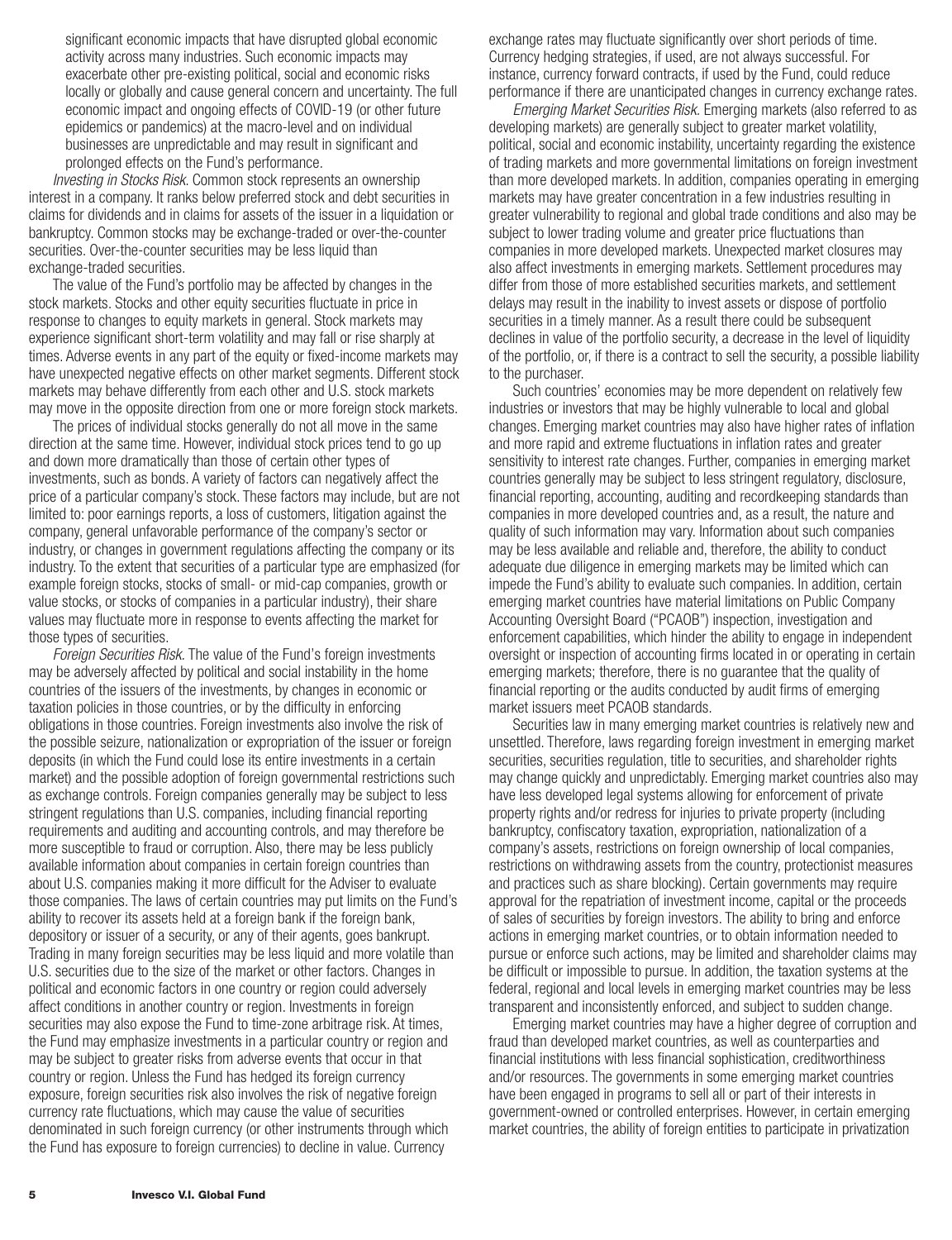significant economic impacts that have disrupted global economic activity across many industries. Such economic impacts may exacerbate other pre-existing political, social and economic risks locally or globally and cause general concern and uncertainty. The full economic impact and ongoing effects of COVID-19 (or other future epidemics or pandemics) at the macro-level and on individual businesses are unpredictable and may result in significant and prolonged effects on the Fund's performance.

*Investing in Stocks Risk.* Common stock represents an ownership interest in a company. It ranks below preferred stock and debt securities in claims for dividends and in claims for assets of the issuer in a liquidation or bankruptcy. Common stocks may be exchange-traded or over-the-counter securities. Over-the-counter securities may be less liquid than exchange-traded securities.

The value of the Fund's portfolio may be affected by changes in the stock markets. Stocks and other equity securities fluctuate in price in response to changes to equity markets in general. Stock markets may experience significant short-term volatility and may fall or rise sharply at times. Adverse events in any part of the equity or fixed-income markets may have unexpected negative effects on other market segments. Different stock markets may behave differently from each other and U.S. stock markets may move in the opposite direction from one or more foreign stock markets.

The prices of individual stocks generally do not all move in the same direction at the same time. However, individual stock prices tend to go up and down more dramatically than those of certain other types of investments, such as bonds. A variety of factors can negatively affect the price of a particular company's stock. These factors may include, but are not limited to: poor earnings reports, a loss of customers, litigation against the company, general unfavorable performance of the company's sector or industry, or changes in government regulations affecting the company or its industry. To the extent that securities of a particular type are emphasized (for example foreign stocks, stocks of small- or mid-cap companies, growth or value stocks, or stocks of companies in a particular industry), their share values may fluctuate more in response to events affecting the market for those types of securities.

*Foreign Securities Risk.* The value of the Fund's foreign investments may be adversely affected by political and social instability in the home countries of the issuers of the investments, by changes in economic or taxation policies in those countries, or by the difficulty in enforcing obligations in those countries. Foreign investments also involve the risk of the possible seizure, nationalization or expropriation of the issuer or foreign deposits (in which the Fund could lose its entire investments in a certain market) and the possible adoption of foreign governmental restrictions such as exchange controls. Foreign companies generally may be subject to less stringent regulations than U.S. companies, including financial reporting requirements and auditing and accounting controls, and may therefore be more susceptible to fraud or corruption. Also, there may be less publicly available information about companies in certain foreign countries than about U.S. companies making it more difficult for the Adviser to evaluate those companies. The laws of certain countries may put limits on the Fund's ability to recover its assets held at a foreign bank if the foreign bank, depository or issuer of a security, or any of their agents, goes bankrupt. Trading in many foreign securities may be less liquid and more volatile than U.S. securities due to the size of the market or other factors. Changes in political and economic factors in one country or region could adversely affect conditions in another country or region. Investments in foreign securities may also expose the Fund to time-zone arbitrage risk. At times, the Fund may emphasize investments in a particular country or region and may be subject to greater risks from adverse events that occur in that country or region. Unless the Fund has hedged its foreign currency exposure, foreign securities risk also involves the risk of negative foreign currency rate fluctuations, which may cause the value of securities denominated in such foreign currency (or other instruments through which the Fund has exposure to foreign currencies) to decline in value. Currency exchange rates may fluctuate significantly over short periods of time. Currency hedging strategies, if used, are not always successful. For instance, currency forward contracts, if used by the Fund, could reduce performance if there are unanticipated changes in currency exchange rates.

*Emerging Market Securities Risk.* Emerging markets (also referred to as developing markets) are generally subject to greater market volatility, political, social and economic instability, uncertainty regarding the existence of trading markets and more governmental limitations on foreign investment than more developed markets. In addition, companies operating in emerging markets may have greater concentration in a few industries resulting in greater vulnerability to regional and global trade conditions and also may be subject to lower trading volume and greater price fluctuations than companies in more developed markets. Unexpected market closures may also affect investments in emerging markets. Settlement procedures may differ from those of more established securities markets, and settlement delays may result in the inability to invest assets or dispose of portfolio securities in a timely manner. As a result there could be subsequent declines in value of the portfolio security, a decrease in the level of liquidity of the portfolio, or, if there is a contract to sell the security, a possible liability to the purchaser.

Such countries' economies may be more dependent on relatively few industries or investors that may be highly vulnerable to local and global changes. Emerging market countries may also have higher rates of inflation and more rapid and extreme fluctuations in inflation rates and greater sensitivity to interest rate changes. Further, companies in emerging market countries generally may be subject to less stringent regulatory, disclosure, financial reporting, accounting, auditing and recordkeeping standards than companies in more developed countries and, as a result, the nature and quality of such information may vary. Information about such companies may be less available and reliable and, therefore, the ability to conduct adequate due diligence in emerging markets may be limited which can impede the Fund's ability to evaluate such companies. In addition, certain emerging market countries have material limitations on Public Company Accounting Oversight Board ("PCAOB") inspection, investigation and enforcement capabilities, which hinder the ability to engage in independent oversight or inspection of accounting firms located in or operating in certain emerging markets; therefore, there is no guarantee that the quality of financial reporting or the audits conducted by audit firms of emerging market issuers meet PCAOB standards.

Securities law in many emerging market countries is relatively new and unsettled. Therefore, laws regarding foreign investment in emerging market securities, securities regulation, title to securities, and shareholder rights may change quickly and unpredictably. Emerging market countries also may have less developed legal systems allowing for enforcement of private property rights and/or redress for injuries to private property (including bankruptcy, confiscatory taxation, expropriation, nationalization of a company's assets, restrictions on foreign ownership of local companies, restrictions on withdrawing assets from the country, protectionist measures and practices such as share blocking). Certain governments may require approval for the repatriation of investment income, capital or the proceeds of sales of securities by foreign investors. The ability to bring and enforce actions in emerging market countries, or to obtain information needed to pursue or enforce such actions, may be limited and shareholder claims may be difficult or impossible to pursue. In addition, the taxation systems at the federal, regional and local levels in emerging market countries may be less transparent and inconsistently enforced, and subject to sudden change.

Emerging market countries may have a higher degree of corruption and fraud than developed market countries, as well as counterparties and financial institutions with less financial sophistication, creditworthiness and/or resources. The governments in some emerging market countries have been engaged in programs to sell all or part of their interests in government-owned or controlled enterprises. However, in certain emerging market countries, the ability of foreign entities to participate in privatization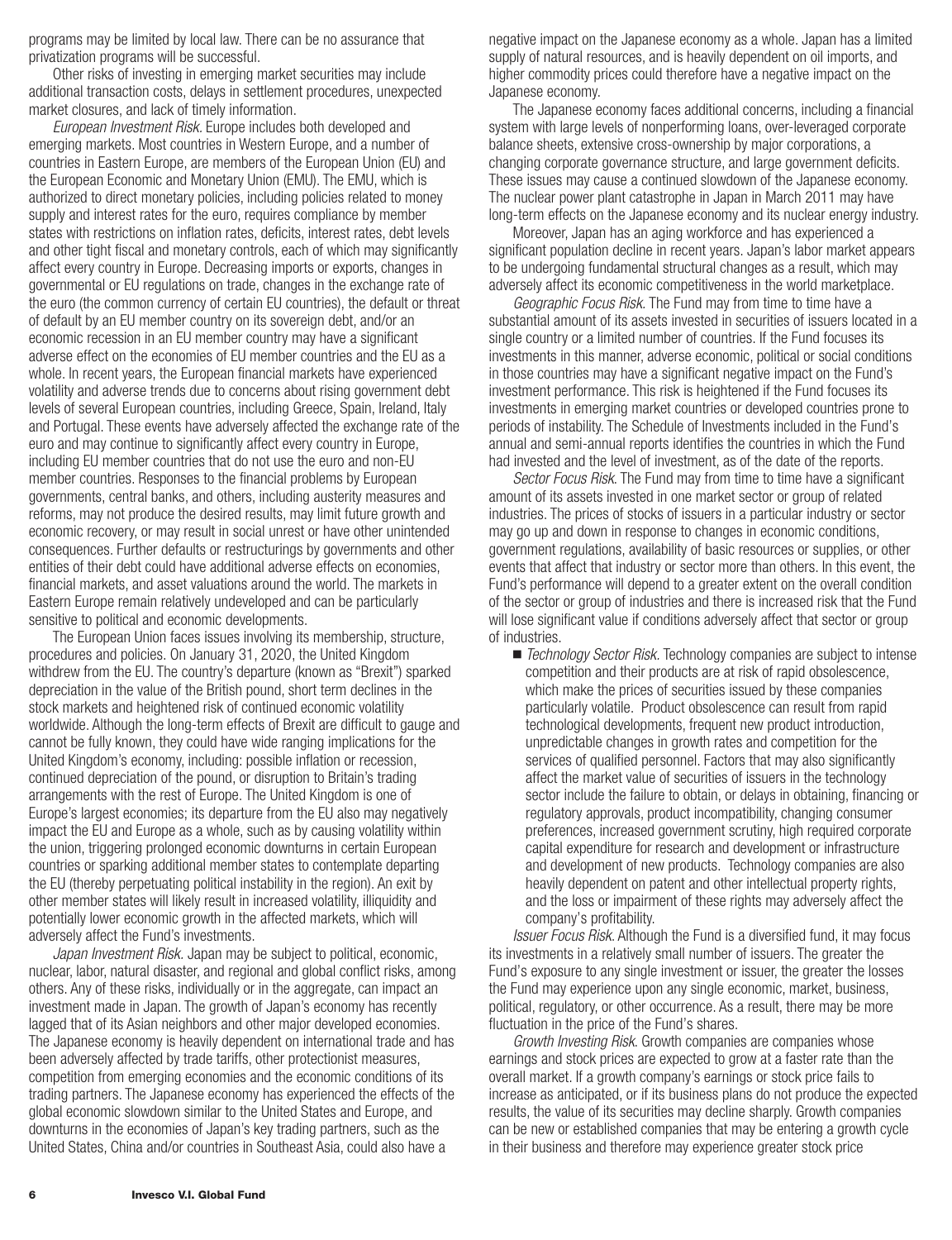programs may be limited by local law. There can be no assurance that privatization programs will be successful.

Other risks of investing in emerging market securities may include additional transaction costs, delays in settlement procedures, unexpected market closures, and lack of timely information.

*European Investment Risk.* Europe includes both developed and emerging markets. Most countries in Western Europe, and a number of countries in Eastern Europe, are members of the European Union (EU) and the European Economic and Monetary Union (EMU). The EMU, which is authorized to direct monetary policies, including policies related to money supply and interest rates for the euro, requires compliance by member states with restrictions on inflation rates, deficits, interest rates, debt levels and other tight fiscal and monetary controls, each of which may significantly affect every country in Europe. Decreasing imports or exports, changes in governmental or EU regulations on trade, changes in the exchange rate of the euro (the common currency of certain EU countries), the default or threat of default by an EU member country on its sovereign debt, and/or an economic recession in an EU member country may have a significant adverse effect on the economies of EU member countries and the EU as a whole. In recent years, the European financial markets have experienced volatility and adverse trends due to concerns about rising government debt levels of several European countries, including Greece, Spain, Ireland, Italy and Portugal. These events have adversely affected the exchange rate of the euro and may continue to significantly affect every country in Europe, including EU member countries that do not use the euro and non-EU member countries. Responses to the financial problems by European governments, central banks, and others, including austerity measures and reforms, may not produce the desired results, may limit future growth and economic recovery, or may result in social unrest or have other unintended consequences. Further defaults or restructurings by governments and other entities of their debt could have additional adverse effects on economies, financial markets, and asset valuations around the world. The markets in Eastern Europe remain relatively undeveloped and can be particularly sensitive to political and economic developments.

The European Union faces issues involving its membership, structure, procedures and policies. On January 31, 2020, the United Kingdom withdrew from the EU. The country's departure (known as "Brexit") sparked depreciation in the value of the British pound, short term declines in the stock markets and heightened risk of continued economic volatility worldwide. Although the long-term effects of Brexit are difficult to gauge and cannot be fully known, they could have wide ranging implications for the United Kingdom's economy, including: possible inflation or recession, continued depreciation of the pound, or disruption to Britain's trading arrangements with the rest of Europe. The United Kingdom is one of Europe's largest economies; its departure from the EU also may negatively impact the EU and Europe as a whole, such as by causing volatility within the union, triggering prolonged economic downturns in certain European countries or sparking additional member states to contemplate departing the EU (thereby perpetuating political instability in the region). An exit by other member states will likely result in increased volatility, illiquidity and potentially lower economic growth in the affected markets, which will adversely affect the Fund's investments.

*Japan Investment Risk.* Japan may be subject to political, economic, nuclear, labor, natural disaster, and regional and global conflict risks, among others. Any of these risks, individually or in the aggregate, can impact an investment made in Japan. The growth of Japan's economy has recently lagged that of its Asian neighbors and other major developed economies. The Japanese economy is heavily dependent on international trade and has been adversely affected by trade tariffs, other protectionist measures, competition from emerging economies and the economic conditions of its trading partners. The Japanese economy has experienced the effects of the global economic slowdown similar to the United States and Europe, and downturns in the economies of Japan's key trading partners, such as the United States, China and/or countries in Southeast Asia, could also have a negative impact on the Japanese economy as a whole. Japan has a limited supply of natural resources, and is heavily dependent on oil imports, and higher commodity prices could therefore have a negative impact on the Japanese economy.

The Japanese economy faces additional concerns, including a financial system with large levels of nonperforming loans, over-leveraged corporate balance sheets, extensive cross-ownership by major corporations, a changing corporate governance structure, and large government deficits. These issues may cause a continued slowdown of the Japanese economy. The nuclear power plant catastrophe in Japan in March 2011 may have long-term effects on the Japanese economy and its nuclear energy industry.

Moreover, Japan has an aging workforce and has experienced a significant population decline in recent years. Japan's labor market appears to be undergoing fundamental structural changes as a result, which may adversely affect its economic competitiveness in the world marketplace.

*Geographic Focus Risk.* The Fund may from time to time have a substantial amount of its assets invested in securities of issuers located in a single country or a limited number of countries. If the Fund focuses its investments in this manner, adverse economic, political or social conditions in those countries may have a significant negative impact on the Fund's investment performance. This risk is heightened if the Fund focuses its investments in emerging market countries or developed countries prone to periods of instability. The Schedule of Investments included in the Fund's annual and semi-annual reports identifies the countries in which the Fund had invested and the level of investment, as of the date of the reports.

*Sector Focus Risk.* The Fund may from time to time have a significant amount of its assets invested in one market sector or group of related industries. The prices of stocks of issuers in a particular industry or sector may go up and down in response to changes in economic conditions, government regulations, availability of basic resources or supplies, or other events that affect that industry or sector more than others. In this event, the Fund's performance will depend to a greater extent on the overall condition of the sector or group of industries and there is increased risk that the Fund will lose significant value if conditions adversely affect that sector or group of industries.

- *Technology Sector Risk.* Technology companies are subject to intense competition and their products are at risk of rapid obsolescence, which make the prices of securities issued by these companies particularly volatile. Product obsolescence can result from rapid technological developments, frequent new product introduction, unpredictable changes in growth rates and competition for the services of qualified personnel. Factors that may also significantly affect the market value of securities of issuers in the technology sector include the failure to obtain, or delays in obtaining, financing or regulatory approvals, product incompatibility, changing consumer preferences, increased government scrutiny, high required corporate capital expenditure for research and development or infrastructure and development of new products. Technology companies are also heavily dependent on patent and other intellectual property rights, and the loss or impairment of these rights may adversely affect the company's profitability.

*Issuer Focus Risk.* Although the Fund is a diversified fund, it may focus its investments in a relatively small number of issuers. The greater the Fund's exposure to any single investment or issuer, the greater the losses the Fund may experience upon any single economic, market, business, political, regulatory, or other occurrence. As a result, there may be more fluctuation in the price of the Fund's shares.

*Growth Investing Risk.* Growth companies are companies whose earnings and stock prices are expected to grow at a faster rate than the overall market. If a growth company's earnings or stock price fails to increase as anticipated, or if its business plans do not produce the expected results, the value of its securities may decline sharply. Growth companies can be new or established companies that may be entering a growth cycle in their business and therefore may experience greater stock price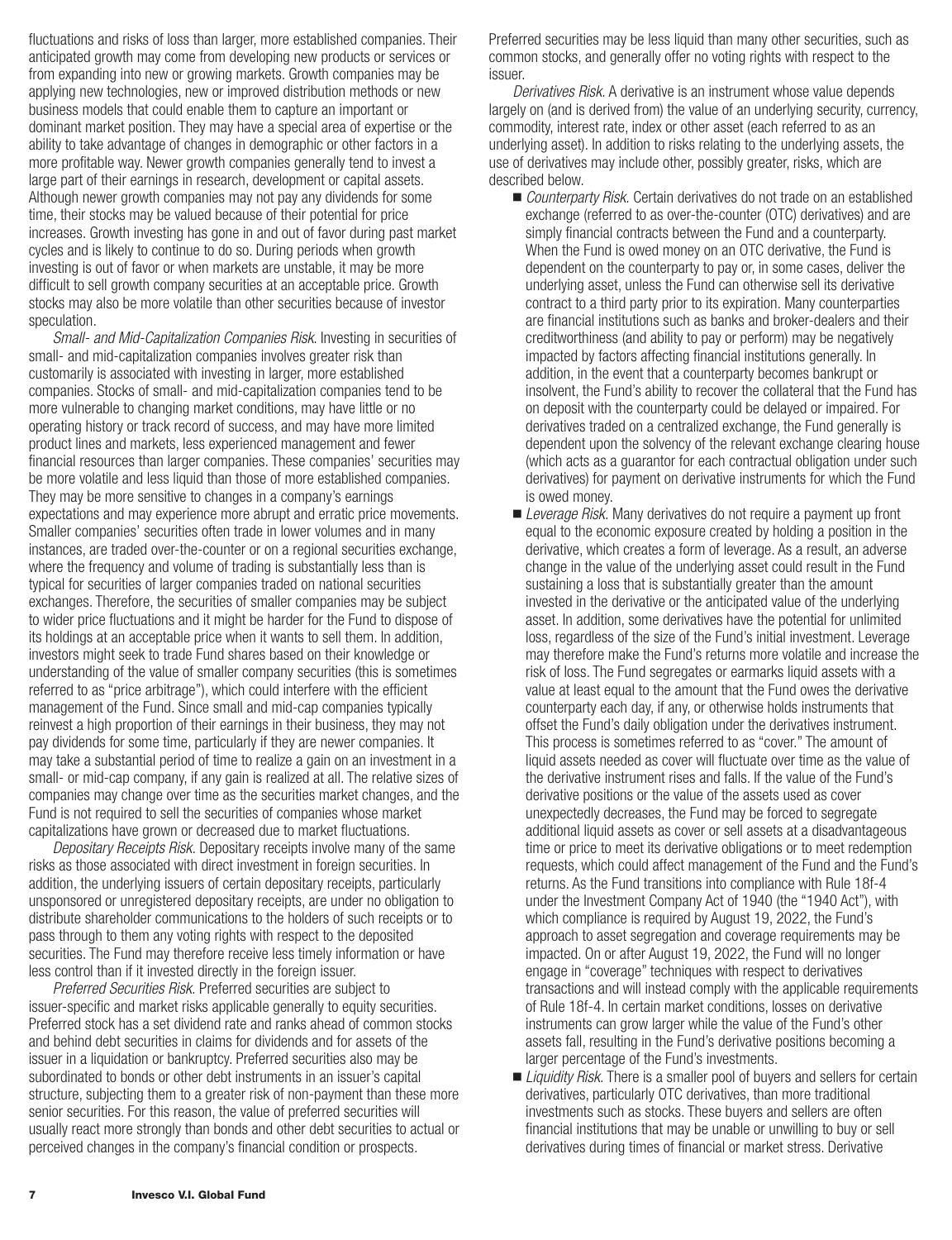fluctuations and risks of loss than larger, more established companies. Their anticipated growth may come from developing new products or services or from expanding into new or growing markets. Growth companies may be applying new technologies, new or improved distribution methods or new business models that could enable them to capture an important or dominant market position. They may have a special area of expertise or the ability to take advantage of changes in demographic or other factors in a more profitable way. Newer growth companies generally tend to invest a large part of their earnings in research, development or capital assets. Although newer growth companies may not pay any dividends for some time, their stocks may be valued because of their potential for price increases. Growth investing has gone in and out of favor during past market cycles and is likely to continue to do so. During periods when growth investing is out of favor or when markets are unstable, it may be more difficult to sell growth company securities at an acceptable price. Growth stocks may also be more volatile than other securities because of investor speculation.

*Small- and Mid-Capitalization Companies Risk.* Investing in securities of small- and mid-capitalization companies involves greater risk than customarily is associated with investing in larger, more established companies. Stocks of small- and mid-capitalization companies tend to be more vulnerable to changing market conditions, may have little or no operating history or track record of success, and may have more limited product lines and markets, less experienced management and fewer financial resources than larger companies. These companies' securities may be more volatile and less liquid than those of more established companies. They may be more sensitive to changes in a company's earnings expectations and may experience more abrupt and erratic price movements. Smaller companies' securities often trade in lower volumes and in many instances, are traded over-the-counter or on a regional securities exchange, where the frequency and volume of trading is substantially less than is typical for securities of larger companies traded on national securities exchanges. Therefore, the securities of smaller companies may be subject to wider price fluctuations and it might be harder for the Fund to dispose of its holdings at an acceptable price when it wants to sell them. In addition, investors might seek to trade Fund shares based on their knowledge or understanding of the value of smaller company securities (this is sometimes referred to as "price arbitrage"), which could interfere with the efficient management of the Fund. Since small and mid-cap companies typically reinvest a high proportion of their earnings in their business, they may not pay dividends for some time, particularly if they are newer companies. It may take a substantial period of time to realize a gain on an investment in a small- or mid-cap company, if any gain is realized at all. The relative sizes of companies may change over time as the securities market changes, and the Fund is not required to sell the securities of companies whose market capitalizations have grown or decreased due to market fluctuations.

*Depositary Receipts Risk.* Depositary receipts involve many of the same risks as those associated with direct investment in foreign securities. In addition, the underlying issuers of certain depositary receipts, particularly unsponsored or unregistered depositary receipts, are under no obligation to distribute shareholder communications to the holders of such receipts or to pass through to them any voting rights with respect to the deposited securities. The Fund may therefore receive less timely information or have less control than if it invested directly in the foreign issuer.

*Preferred Securities Risk.* Preferred securities are subject to issuer-specific and market risks applicable generally to equity securities. Preferred stock has a set dividend rate and ranks ahead of common stocks and behind debt securities in claims for dividends and for assets of the issuer in a liquidation or bankruptcy. Preferred securities also may be subordinated to bonds or other debt instruments in an issuer's capital structure, subjecting them to a greater risk of non-payment than these more senior securities. For this reason, the value of preferred securities will usually react more strongly than bonds and other debt securities to actual or perceived changes in the company's financial condition or prospects. Preferred securities may be less liquid than many other securities, such as common stocks, and generally offer no voting rights with respect to the issuer.

*Derivatives Risk.* A derivative is an instrument whose value depends largely on (and is derived from) the value of an underlying security, currency, commodity, interest rate, index or other asset (each referred to as an underlying asset). In addition to risks relating to the underlying assets, the use of derivatives may include other, possibly greater, risks, which are described below.

- *Counterparty Risk.* Certain derivatives do not trade on an established exchange (referred to as over-the-counter (OTC) derivatives) and are simply financial contracts between the Fund and a counterparty. When the Fund is owed money on an OTC derivative, the Fund is dependent on the counterparty to pay or, in some cases, deliver the underlying asset, unless the Fund can otherwise sell its derivative contract to a third party prior to its expiration. Many counterparties are financial institutions such as banks and broker-dealers and their creditworthiness (and ability to pay or perform) may be negatively impacted by factors affecting financial institutions generally. In addition, in the event that a counterparty becomes bankrupt or insolvent, the Fund's ability to recover the collateral that the Fund has on deposit with the counterparty could be delayed or impaired. For derivatives traded on a centralized exchange, the Fund generally is dependent upon the solvency of the relevant exchange clearing house (which acts as a guarantor for each contractual obligation under such derivatives) for payment on derivative instruments for which the Fund is owed money.
- *Leverage Risk.* Many derivatives do not require a payment up front equal to the economic exposure created by holding a position in the derivative, which creates a form of leverage. As a result, an adverse change in the value of the underlying asset could result in the Fund sustaining a loss that is substantially greater than the amount invested in the derivative or the anticipated value of the underlying asset. In addition, some derivatives have the potential for unlimited loss, regardless of the size of the Fund's initial investment. Leverage may therefore make the Fund's returns more volatile and increase the risk of loss. The Fund segregates or earmarks liquid assets with a value at least equal to the amount that the Fund owes the derivative counterparty each day, if any, or otherwise holds instruments that offset the Fund's daily obligation under the derivatives instrument. This process is sometimes referred to as "cover." The amount of liquid assets needed as cover will fluctuate over time as the value of the derivative instrument rises and falls. If the value of the Fund's derivative positions or the value of the assets used as cover unexpectedly decreases, the Fund may be forced to segregate additional liquid assets as cover or sell assets at a disadvantageous time or price to meet its derivative obligations or to meet redemption requests, which could affect management of the Fund and the Fund's returns. As the Fund transitions into compliance with Rule 18f-4 under the Investment Company Act of 1940 (the "1940 Act"), with which compliance is required by August 19, 2022, the Fund's approach to asset segregation and coverage requirements may be impacted. On or after August 19, 2022, the Fund will no longer engage in "coverage" techniques with respect to derivatives transactions and will instead comply with the applicable requirements of Rule 18f-4. In certain market conditions, losses on derivative instruments can grow larger while the value of the Fund's other assets fall, resulting in the Fund's derivative positions becoming a larger percentage of the Fund's investments.
- *Liquidity Risk.* There is a smaller pool of buyers and sellers for certain derivatives, particularly OTC derivatives, than more traditional investments such as stocks. These buyers and sellers are often financial institutions that may be unable or unwilling to buy or sell derivatives during times of financial or market stress. Derivative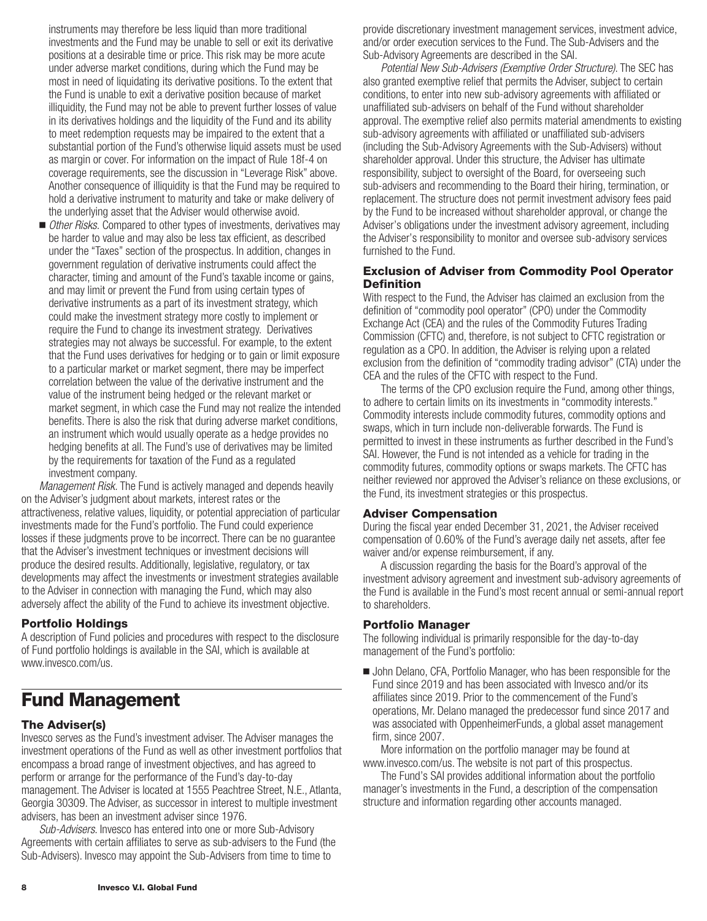instruments may therefore be less liquid than more traditional investments and the Fund may be unable to sell or exit its derivative positions at a desirable time or price. This risk may be more acute under adverse market conditions, during which the Fund may be most in need of liquidating its derivative positions. To the extent that the Fund is unable to exit a derivative position because of market illiquidity, the Fund may not be able to prevent further losses of value in its derivatives holdings and the liquidity of the Fund and its ability to meet redemption requests may be impaired to the extent that a substantial portion of the Fund's otherwise liquid assets must be used as margin or cover. For information on the impact of Rule 18f-4 on coverage requirements, see the discussion in "Leverage Risk" above. Another consequence of illiquidity is that the Fund may be required to hold a derivative instrument to maturity and take or make delivery of the underlying asset that the Adviser would otherwise avoid.

- *Other Risks.* Compared to other types of investments, derivatives may be harder to value and may also be less tax efficient, as described under the "Taxes" section of the prospectus. In addition, changes in government regulation of derivative instruments could affect the character, timing and amount of the Fund's taxable income or gains, and may limit or prevent the Fund from using certain types of derivative instruments as a part of its investment strategy, which could make the investment strategy more costly to implement or require the Fund to change its investment strategy. Derivatives strategies may not always be successful. For example, to the extent that the Fund uses derivatives for hedging or to gain or limit exposure to a particular market or market segment, there may be imperfect correlation between the value of the derivative instrument and the value of the instrument being hedged or the relevant market or market segment, in which case the Fund may not realize the intended benefits. There is also the risk that during adverse market conditions, an instrument which would usually operate as a hedge provides no hedging benefits at all. The Fund's use of derivatives may be limited by the requirements for taxation of the Fund as a regulated investment company.

*Management Risk.* The Fund is actively managed and depends heavily on the Adviser's judgment about markets, interest rates or the attractiveness, relative values, liquidity, or potential appreciation of particular investments made for the Fund's portfolio. The Fund could experience losses if these judgments prove to be incorrect. There can be no guarantee that the Adviser's investment techniques or investment decisions will produce the desired results. Additionally, legislative, regulatory, or tax developments may affect the investments or investment strategies available to the Adviser in connection with managing the Fund, which may also adversely affect the ability of the Fund to achieve its investment objective.

### Portfolio Holdings

A description of Fund policies and procedures with respect to the disclosure of Fund portfolio holdings is available in the SAI, which is available at www.invesco.com/us.

## Fund Management

### The Adviser(s)

Invesco serves as the Fund's investment adviser. The Adviser manages the investment operations of the Fund as well as other investment portfolios that encompass a broad range of investment objectives, and has agreed to perform or arrange for the performance of the Fund's day-to-day management. The Adviser is located at 1555 Peachtree Street, N.E., Atlanta, Georgia 30309. The Adviser, as successor in interest to multiple investment advisers, has been an investment adviser since 1976.

*Sub-Advisers*. Invesco has entered into one or more Sub-Advisory Agreements with certain affiliates to serve as sub-advisers to the Fund (the Sub-Advisers). Invesco may appoint the Sub-Advisers from time to time to provide discretionary investment management services, investment advice, and/or order execution services to the Fund. The Sub-Advisers and the Sub-Advisory Agreements are described in the SAI.

*Potential New Sub-Advisers (Exemptive Order Structure).* The SEC has also granted exemptive relief that permits the Adviser, subject to certain conditions, to enter into new sub-advisory agreements with affiliated or unaffiliated sub-advisers on behalf of the Fund without shareholder approval. The exemptive relief also permits material amendments to existing sub-advisory agreements with affiliated or unaffiliated sub-advisers (including the Sub-Advisory Agreements with the Sub-Advisers) without shareholder approval. Under this structure, the Adviser has ultimate responsibility, subject to oversight of the Board, for overseeing such sub-advisers and recommending to the Board their hiring, termination, or replacement. The structure does not permit investment advisory fees paid by the Fund to be increased without shareholder approval, or change the Adviser's obligations under the investment advisory agreement, including the Adviser's responsibility to monitor and oversee sub-advisory services furnished to the Fund.

### Exclusion of Adviser from Commodity Pool Operator Definition

With respect to the Fund, the Adviser has claimed an exclusion from the definition of "commodity pool operator" (CPO) under the Commodity Exchange Act (CEA) and the rules of the Commodity Futures Trading Commission (CFTC) and, therefore, is not subject to CFTC registration or regulation as a CPO. In addition, the Adviser is relying upon a related exclusion from the definition of "commodity trading advisor" (CTA) under the CEA and the rules of the CFTC with respect to the Fund.

The terms of the CPO exclusion require the Fund, among other things, to adhere to certain limits on its investments in "commodity interests." Commodity interests include commodity futures, commodity options and swaps, which in turn include non-deliverable forwards. The Fund is permitted to invest in these instruments as further described in the Fund's SAI. However, the Fund is not intended as a vehicle for trading in the commodity futures, commodity options or swaps markets. The CFTC has neither reviewed nor approved the Adviser's reliance on these exclusions, or the Fund, its investment strategies or this prospectus.

### Adviser Compensation

During the fiscal year ended December 31, 2021, the Adviser received compensation of 0.60% of the Fund's average daily net assets, after fee waiver and/or expense reimbursement, if any.

A discussion regarding the basis for the Board's approval of the investment advisory agreement and investment sub-advisory agreements of the Fund is available in the Fund's most recent annual or semi-annual report to shareholders.

### Portfolio Manager

The following individual is primarily responsible for the day-to-day management of the Fund's portfolio:

- John Delano, CFA, Portfolio Manager, who has been responsible for the Fund since 2019 and has been associated with Invesco and/or its affiliates since 2019. Prior to the commencement of the Fund's operations, Mr. Delano managed the predecessor fund since 2017 and was associated with OppenheimerFunds, a global asset management firm, since 2007.

More information on the portfolio manager may be found at www.invesco.com/us. The website is not part of this prospectus.

The Fund's SAI provides additional information about the portfolio manager's investments in the Fund, a description of the compensation structure and information regarding other accounts managed.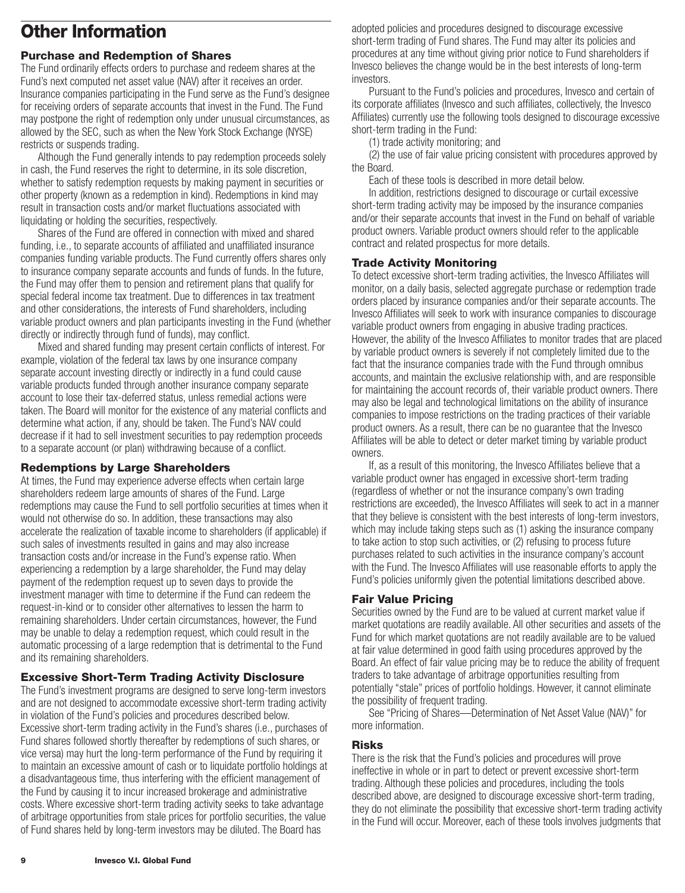# Other Information

## Purchase and Redemption of Shares

The Fund ordinarily effects orders to purchase and redeem shares at the Fund's next computed net asset value (NAV) after it receives an order. Insurance companies participating in the Fund serve as the Fund's designee for receiving orders of separate accounts that invest in the Fund. The Fund may postpone the right of redemption only under unusual circumstances, as allowed by the SEC, such as when the New York Stock Exchange (NYSE) restricts or suspends trading.

Although the Fund generally intends to pay redemption proceeds solely in cash, the Fund reserves the right to determine, in its sole discretion, whether to satisfy redemption requests by making payment in securities or other property (known as a redemption in kind). Redemptions in kind may result in transaction costs and/or market fluctuations associated with liquidating or holding the securities, respectively.

Shares of the Fund are offered in connection with mixed and shared funding, i.e., to separate accounts of affiliated and unaffiliated insurance companies funding variable products. The Fund currently offers shares only to insurance company separate accounts and funds of funds. In the future, the Fund may offer them to pension and retirement plans that qualify for special federal income tax treatment. Due to differences in tax treatment and other considerations, the interests of Fund shareholders, including variable product owners and plan participants investing in the Fund (whether directly or indirectly through fund of funds), may conflict.

Mixed and shared funding may present certain conflicts of interest. For example, violation of the federal tax laws by one insurance company separate account investing directly or indirectly in a fund could cause variable products funded through another insurance company separate account to lose their tax-deferred status, unless remedial actions were taken. The Board will monitor for the existence of any material conflicts and determine what action, if any, should be taken. The Fund's NAV could decrease if it had to sell investment securities to pay redemption proceeds to a separate account (or plan) withdrawing because of a conflict.

## Redemptions by Large Shareholders

At times, the Fund may experience adverse effects when certain large shareholders redeem large amounts of shares of the Fund. Large redemptions may cause the Fund to sell portfolio securities at times when it would not otherwise do so. In addition, these transactions may also accelerate the realization of taxable income to shareholders (if applicable) if such sales of investments resulted in gains and may also increase transaction costs and/or increase in the Fund's expense ratio. When experiencing a redemption by a large shareholder, the Fund may delay payment of the redemption request up to seven days to provide the investment manager with time to determine if the Fund can redeem the request-in-kind or to consider other alternatives to lessen the harm to remaining shareholders. Under certain circumstances, however, the Fund may be unable to delay a redemption request, which could result in the automatic processing of a large redemption that is detrimental to the Fund and its remaining shareholders.

## Excessive Short-Term Trading Activity Disclosure

The Fund's investment programs are designed to serve long-term investors and are not designed to accommodate excessive short-term trading activity in violation of the Fund's policies and procedures described below. Excessive short-term trading activity in the Fund's shares (i.e., purchases of Fund shares followed shortly thereafter by redemptions of such shares, or vice versa) may hurt the long-term performance of the Fund by requiring it to maintain an excessive amount of cash or to liquidate portfolio holdings at a disadvantageous time, thus interfering with the efficient management of the Fund by causing it to incur increased brokerage and administrative costs. Where excessive short-term trading activity seeks to take advantage of arbitrage opportunities from stale prices for portfolio securities, the value of Fund shares held by long-term investors may be diluted. The Board has adopted policies and procedures designed to discourage excessive short-term trading of Fund shares. The Fund may alter its policies and procedures at any time without giving prior notice to Fund shareholders if Invesco believes the change would be in the best interests of long-term investors.

Pursuant to the Fund's policies and procedures, Invesco and certain of its corporate affiliates (Invesco and such affiliates, collectively, the Invesco Affiliates) currently use the following tools designed to discourage excessive short-term trading in the Fund:

(1) trade activity monitoring; and

(2) the use of fair value pricing consistent with procedures approved by the Board.

Each of these tools is described in more detail below.

In addition, restrictions designed to discourage or curtail excessive short-term trading activity may be imposed by the insurance companies and/or their separate accounts that invest in the Fund on behalf of variable product owners. Variable product owners should refer to the applicable contract and related prospectus for more details.

## Trade Activity Monitoring

To detect excessive short-term trading activities, the Invesco Affiliates will monitor, on a daily basis, selected aggregate purchase or redemption trade orders placed by insurance companies and/or their separate accounts. The Invesco Affiliates will seek to work with insurance companies to discourage variable product owners from engaging in abusive trading practices. However, the ability of the Invesco Affiliates to monitor trades that are placed by variable product owners is severely if not completely limited due to the fact that the insurance companies trade with the Fund through omnibus accounts, and maintain the exclusive relationship with, and are responsible for maintaining the account records of, their variable product owners. There may also be legal and technological limitations on the ability of insurance companies to impose restrictions on the trading practices of their variable product owners. As a result, there can be no guarantee that the Invesco Affiliates will be able to detect or deter market timing by variable product owners.

If, as a result of this monitoring, the Invesco Affiliates believe that a variable product owner has engaged in excessive short-term trading (regardless of whether or not the insurance company's own trading restrictions are exceeded), the Invesco Affiliates will seek to act in a manner that they believe is consistent with the best interests of long-term investors, which may include taking steps such as (1) asking the insurance company to take action to stop such activities, or (2) refusing to process future purchases related to such activities in the insurance company's account with the Fund. The Invesco Affiliates will use reasonable efforts to apply the Fund's policies uniformly given the potential limitations described above.

## Fair Value Pricing

Securities owned by the Fund are to be valued at current market value if market quotations are readily available. All other securities and assets of the Fund for which market quotations are not readily available are to be valued at fair value determined in good faith using procedures approved by the Board. An effect of fair value pricing may be to reduce the ability of frequent traders to take advantage of arbitrage opportunities resulting from potentially "stale" prices of portfolio holdings. However, it cannot eliminate the possibility of frequent trading.

See "Pricing of Shares—Determination of Net Asset Value (NAV)" for more information.

## Risks

There is the risk that the Fund's policies and procedures will prove ineffective in whole or in part to detect or prevent excessive short-term trading. Although these policies and procedures, including the tools described above, are designed to discourage excessive short-term trading, they do not eliminate the possibility that excessive short-term trading activity in the Fund will occur. Moreover, each of these tools involves judgments that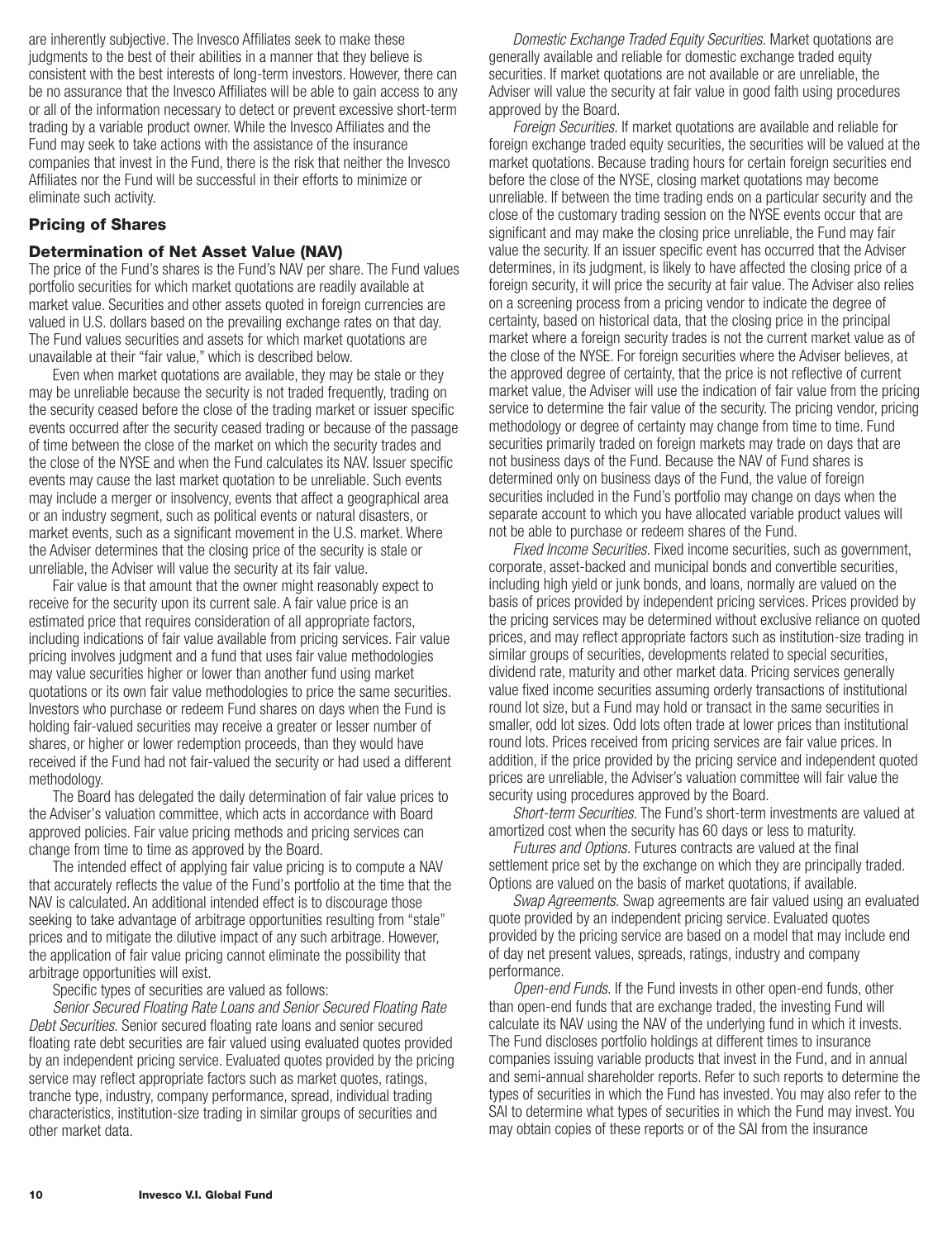are inherently subjective. The Invesco Affiliates seek to make these judgments to the best of their abilities in a manner that they believe is consistent with the best interests of long-term investors. However, there can be no assurance that the Invesco Affiliates will be able to gain access to any or all of the information necessary to detect or prevent excessive short-term trading by a variable product owner. While the Invesco Affiliates and the Fund may seek to take actions with the assistance of the insurance companies that invest in the Fund, there is the risk that neither the Invesco Affiliates nor the Fund will be successful in their efforts to minimize or eliminate such activity.

## Pricing of Shares

### Determination of Net Asset Value (NAV)

The price of the Fund's shares is the Fund's NAV per share. The Fund values portfolio securities for which market quotations are readily available at market value. Securities and other assets quoted in foreign currencies are valued in U.S. dollars based on the prevailing exchange rates on that day. The Fund values securities and assets for which market quotations are unavailable at their "fair value," which is described below.

Even when market quotations are available, they may be stale or they may be unreliable because the security is not traded frequently, trading on the security ceased before the close of the trading market or issuer specific events occurred after the security ceased trading or because of the passage of time between the close of the market on which the security trades and the close of the NYSE and when the Fund calculates its NAV. Issuer specific events may cause the last market quotation to be unreliable. Such events may include a merger or insolvency, events that affect a geographical area or an industry segment, such as political events or natural disasters, or market events, such as a significant movement in the U.S. market. Where the Adviser determines that the closing price of the security is stale or unreliable, the Adviser will value the security at its fair value.

Fair value is that amount that the owner might reasonably expect to receive for the security upon its current sale. A fair value price is an estimated price that requires consideration of all appropriate factors, including indications of fair value available from pricing services. Fair value pricing involves judgment and a fund that uses fair value methodologies may value securities higher or lower than another fund using market quotations or its own fair value methodologies to price the same securities. Investors who purchase or redeem Fund shares on days when the Fund is holding fair-valued securities may receive a greater or lesser number of shares, or higher or lower redemption proceeds, than they would have received if the Fund had not fair-valued the security or had used a different methodology.

The Board has delegated the daily determination of fair value prices to the Adviser's valuation committee, which acts in accordance with Board approved policies. Fair value pricing methods and pricing services can change from time to time as approved by the Board.

The intended effect of applying fair value pricing is to compute a NAV that accurately reflects the value of the Fund's portfolio at the time that the NAV is calculated. An additional intended effect is to discourage those seeking to take advantage of arbitrage opportunities resulting from "stale" prices and to mitigate the dilutive impact of any such arbitrage. However, the application of fair value pricing cannot eliminate the possibility that arbitrage opportunities will exist.

Specific types of securities are valued as follows:

*Senior Secured Floating Rate Loans and Senior Secured Floating Rate Debt Securities.* Senior secured floating rate loans and senior secured floating rate debt securities are fair valued using evaluated quotes provided by an independent pricing service. Evaluated quotes provided by the pricing service may reflect appropriate factors such as market quotes, ratings, tranche type, industry, company performance, spread, individual trading characteristics, institution-size trading in similar groups of securities and other market data.

*Domestic Exchange Traded Equity Securities.* Market quotations are generally available and reliable for domestic exchange traded equity securities. If market quotations are not available or are unreliable, the Adviser will value the security at fair value in good faith using procedures approved by the Board.

*Foreign Securities.* If market quotations are available and reliable for foreign exchange traded equity securities, the securities will be valued at the market quotations. Because trading hours for certain foreign securities end before the close of the NYSE, closing market quotations may become unreliable. If between the time trading ends on a particular security and the close of the customary trading session on the NYSE events occur that are significant and may make the closing price unreliable, the Fund may fair value the security. If an issuer specific event has occurred that the Adviser determines, in its judgment, is likely to have affected the closing price of a foreign security, it will price the security at fair value. The Adviser also relies on a screening process from a pricing vendor to indicate the degree of certainty, based on historical data, that the closing price in the principal market where a foreign security trades is not the current market value as of the close of the NYSE. For foreign securities where the Adviser believes, at the approved degree of certainty, that the price is not reflective of current market value, the Adviser will use the indication of fair value from the pricing service to determine the fair value of the security. The pricing vendor, pricing methodology or degree of certainty may change from time to time. Fund securities primarily traded on foreign markets may trade on days that are not business days of the Fund. Because the NAV of Fund shares is determined only on business days of the Fund, the value of foreign securities included in the Fund's portfolio may change on days when the separate account to which you have allocated variable product values will not be able to purchase or redeem shares of the Fund.

*Fixed Income Securities.* Fixed income securities, such as government, corporate, asset-backed and municipal bonds and convertible securities, including high yield or junk bonds, and loans, normally are valued on the basis of prices provided by independent pricing services. Prices provided by the pricing services may be determined without exclusive reliance on quoted prices, and may reflect appropriate factors such as institution-size trading in similar groups of securities, developments related to special securities, dividend rate, maturity and other market data. Pricing services generally value fixed income securities assuming orderly transactions of institutional round lot size, but a Fund may hold or transact in the same securities in smaller, odd lot sizes. Odd lots often trade at lower prices than institutional round lots. Prices received from pricing services are fair value prices. In addition, if the price provided by the pricing service and independent quoted prices are unreliable, the Adviser's valuation committee will fair value the security using procedures approved by the Board.

*Short-term Securities.* The Fund's short-term investments are valued at amortized cost when the security has 60 days or less to maturity.

*Futures and Options.* Futures contracts are valued at the final settlement price set by the exchange on which they are principally traded. Options are valued on the basis of market quotations, if available.

*Swap Agreements.* Swap agreements are fair valued using an evaluated quote provided by an independent pricing service. Evaluated quotes provided by the pricing service are based on a model that may include end of day net present values, spreads, ratings, industry and company performance.

*Open-end Funds.* If the Fund invests in other open-end funds, other than open-end funds that are exchange traded, the investing Fund will calculate its NAV using the NAV of the underlying fund in which it invests. The Fund discloses portfolio holdings at different times to insurance companies issuing variable products that invest in the Fund, and in annual and semi-annual shareholder reports. Refer to such reports to determine the types of securities in which the Fund has invested. You may also refer to the SAI to determine what types of securities in which the Fund may invest. You may obtain copies of these reports or of the SAI from the insurance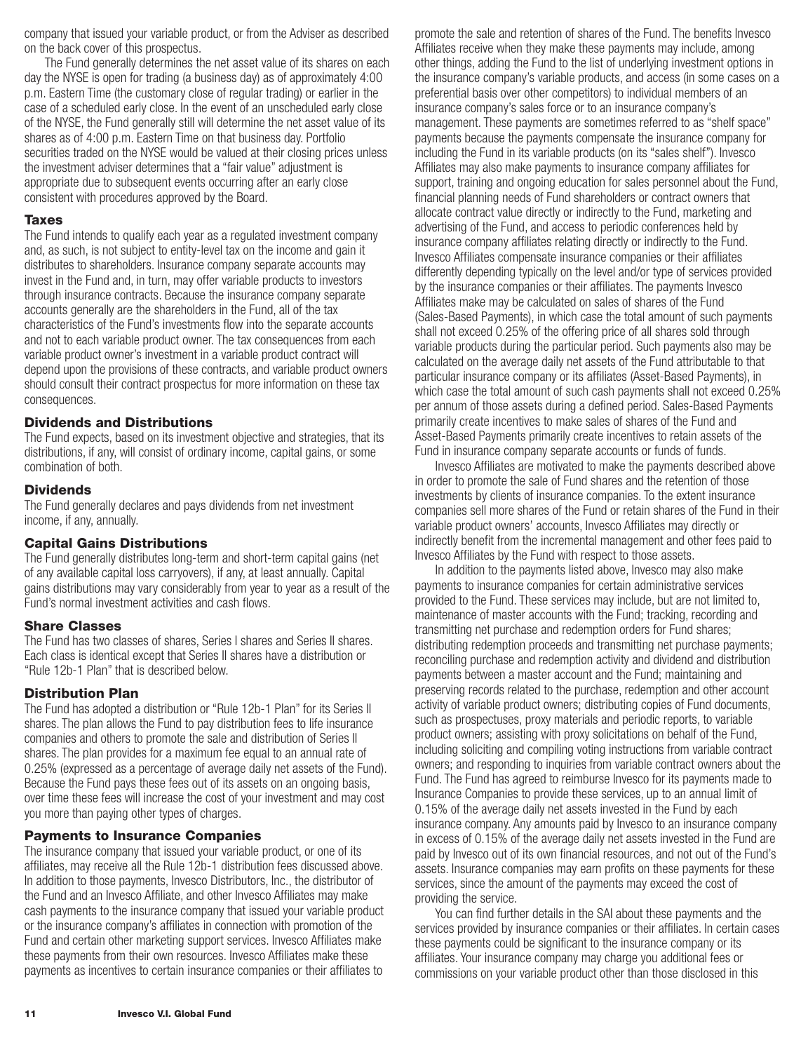company that issued your variable product, or from the Adviser as described on the back cover of this prospectus.

The Fund generally determines the net asset value of its shares on each day the NYSE is open for trading (a business day) as of approximately 4:00 p.m. Eastern Time (the customary close of regular trading) or earlier in the case of a scheduled early close. In the event of an unscheduled early close of the NYSE, the Fund generally still will determine the net asset value of its shares as of 4:00 p.m. Eastern Time on that business day. Portfolio securities traded on the NYSE would be valued at their closing prices unless the investment adviser determines that a "fair value" adjustment is appropriate due to subsequent events occurring after an early close consistent with procedures approved by the Board.

### Taxes

The Fund intends to qualify each year as a regulated investment company and, as such, is not subject to entity-level tax on the income and gain it distributes to shareholders. Insurance company separate accounts may invest in the Fund and, in turn, may offer variable products to investors through insurance contracts. Because the insurance company separate accounts generally are the shareholders in the Fund, all of the tax characteristics of the Fund's investments flow into the separate accounts and not to each variable product owner. The tax consequences from each variable product owner's investment in a variable product contract will depend upon the provisions of these contracts, and variable product owners should consult their contract prospectus for more information on these tax consequences.

### Dividends and Distributions

The Fund expects, based on its investment objective and strategies, that its distributions, if any, will consist of ordinary income, capital gains, or some combination of both.

### Dividends

The Fund generally declares and pays dividends from net investment income, if any, annually.

### Capital Gains Distributions

The Fund generally distributes long-term and short-term capital gains (net of any available capital loss carryovers), if any, at least annually. Capital gains distributions may vary considerably from year to year as a result of the Fund's normal investment activities and cash flows.

### Share Classes

The Fund has two classes of shares, Series I shares and Series II shares. Each class is identical except that Series II shares have a distribution or "Rule 12b-1 Plan" that is described below.

### Distribution Plan

The Fund has adopted a distribution or "Rule 12b-1 Plan" for its Series II shares. The plan allows the Fund to pay distribution fees to life insurance companies and others to promote the sale and distribution of Series II shares. The plan provides for a maximum fee equal to an annual rate of 0.25% (expressed as a percentage of average daily net assets of the Fund). Because the Fund pays these fees out of its assets on an ongoing basis, over time these fees will increase the cost of your investment and may cost you more than paying other types of charges.

### Payments to Insurance Companies

The insurance company that issued your variable product, or one of its affiliates, may receive all the Rule 12b-1 distribution fees discussed above. In addition to those payments, Invesco Distributors, Inc., the distributor of the Fund and an Invesco Affiliate, and other Invesco Affiliates may make cash payments to the insurance company that issued your variable product or the insurance company's affiliates in connection with promotion of the Fund and certain other marketing support services. Invesco Affiliates make these payments from their own resources. Invesco Affiliates make these payments as incentives to certain insurance companies or their affiliates to promote the sale and retention of shares of the Fund. The benefits Invesco Affiliates receive when they make these payments may include, among other things, adding the Fund to the list of underlying investment options in the insurance company's variable products, and access (in some cases on a preferential basis over other competitors) to individual members of an insurance company's sales force or to an insurance company's management. These payments are sometimes referred to as "shelf space" payments because the payments compensate the insurance company for including the Fund in its variable products (on its "sales shelf"). Invesco Affiliates may also make payments to insurance company affiliates for support, training and ongoing education for sales personnel about the Fund, financial planning needs of Fund shareholders or contract owners that allocate contract value directly or indirectly to the Fund, marketing and advertising of the Fund, and access to periodic conferences held by insurance company affiliates relating directly or indirectly to the Fund. Invesco Affiliates compensate insurance companies or their affiliates differently depending typically on the level and/or type of services provided by the insurance companies or their affiliates. The payments Invesco Affiliates make may be calculated on sales of shares of the Fund (Sales-Based Payments), in which case the total amount of such payments shall not exceed 0.25% of the offering price of all shares sold through variable products during the particular period. Such payments also may be calculated on the average daily net assets of the Fund attributable to that particular insurance company or its affiliates (Asset-Based Payments), in which case the total amount of such cash payments shall not exceed 0.25% per annum of those assets during a defined period. Sales-Based Payments primarily create incentives to make sales of shares of the Fund and Asset-Based Payments primarily create incentives to retain assets of the Fund in insurance company separate accounts or funds of funds.

Invesco Affiliates are motivated to make the payments described above in order to promote the sale of Fund shares and the retention of those investments by clients of insurance companies. To the extent insurance companies sell more shares of the Fund or retain shares of the Fund in their variable product owners' accounts, Invesco Affiliates may directly or indirectly benefit from the incremental management and other fees paid to Invesco Affiliates by the Fund with respect to those assets.

In addition to the payments listed above, Invesco may also make payments to insurance companies for certain administrative services provided to the Fund. These services may include, but are not limited to, maintenance of master accounts with the Fund; tracking, recording and transmitting net purchase and redemption orders for Fund shares; distributing redemption proceeds and transmitting net purchase payments; reconciling purchase and redemption activity and dividend and distribution payments between a master account and the Fund; maintaining and preserving records related to the purchase, redemption and other account activity of variable product owners; distributing copies of Fund documents, such as prospectuses, proxy materials and periodic reports, to variable product owners; assisting with proxy solicitations on behalf of the Fund, including soliciting and compiling voting instructions from variable contract owners; and responding to inquiries from variable contract owners about the Fund. The Fund has agreed to reimburse Invesco for its payments made to Insurance Companies to provide these services, up to an annual limit of 0.15% of the average daily net assets invested in the Fund by each insurance company. Any amounts paid by Invesco to an insurance company in excess of 0.15% of the average daily net assets invested in the Fund are paid by Invesco out of its own financial resources, and not out of the Fund's assets. Insurance companies may earn profits on these payments for these services, since the amount of the payments may exceed the cost of providing the service.

You can find further details in the SAI about these payments and the services provided by insurance companies or their affiliates. In certain cases these payments could be significant to the insurance company or its affiliates. Your insurance company may charge you additional fees or commissions on your variable product other than those disclosed in this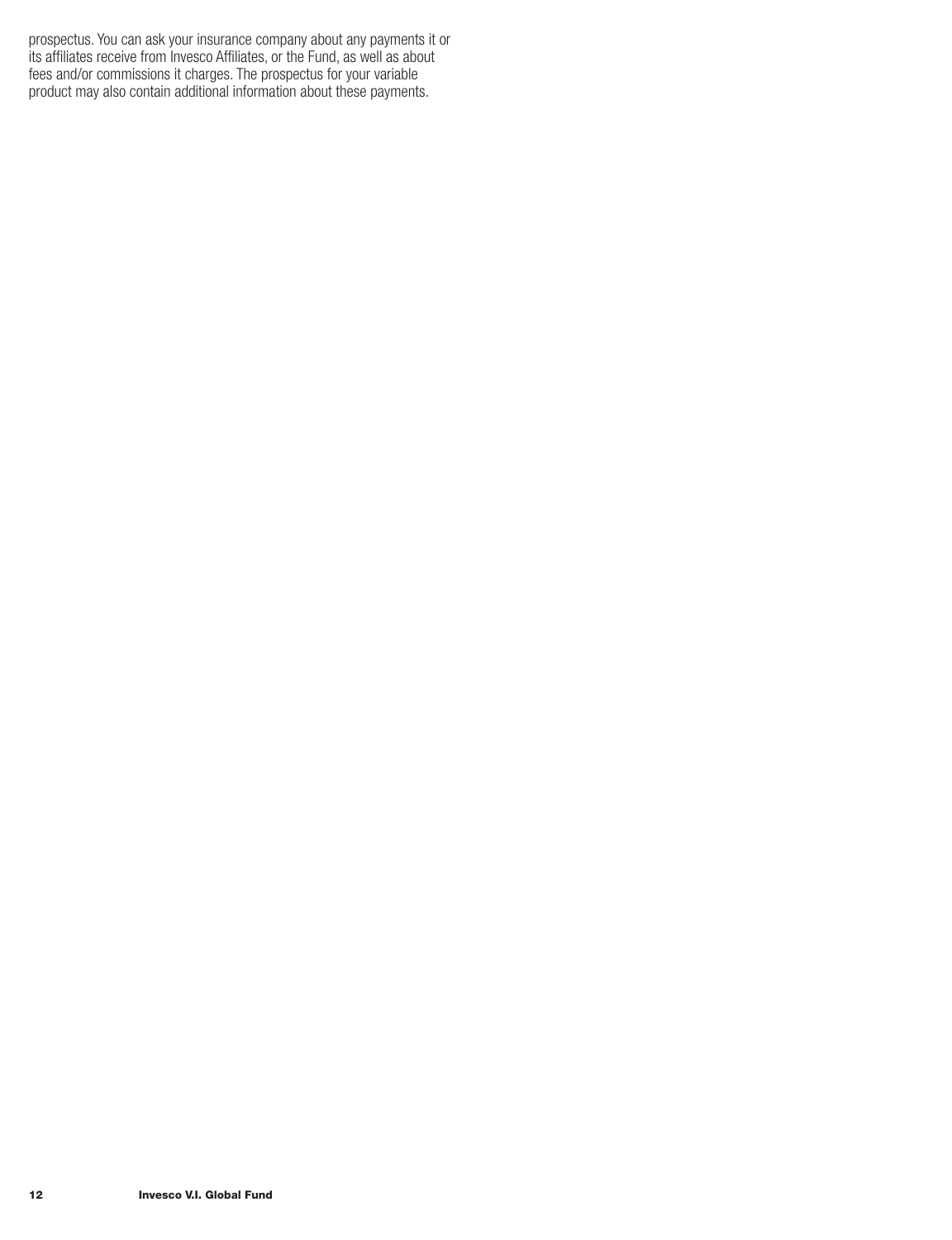prospectus. You can ask your insurance company about any payments it or its affiliates receive from Invesco Affiliates, or the Fund, as well as about fees and/or commissions it charges. The prospectus for your variable product may also contain additional information about these payments.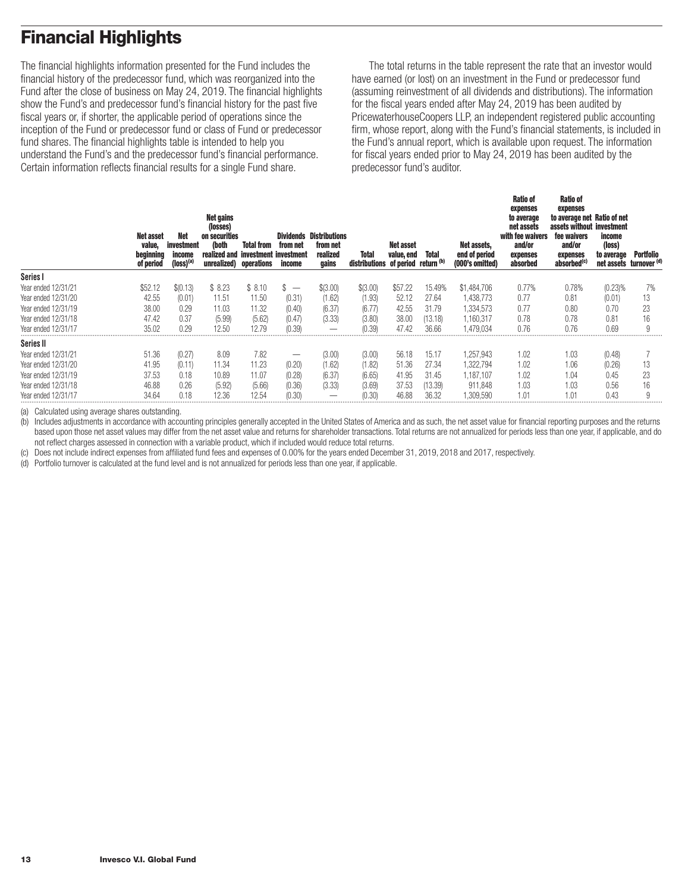# Financial Highlights

The financial highlights information presented for the Fund includes the financial history of the predecessor fund, which was reorganized into the Fund after the close of business on May 24, 2019. The financial highlights show the Fund's and predecessor fund's financial history for the past five fiscal years or, if shorter, the applicable period of operations since the inception of the Fund or predecessor fund or class of Fund or predecessor fund shares. The financial highlights table is intended to help you understand the Fund's and the predecessor fund's financial performance. Certain information reflects financial results for a single Fund share.

The total returns in the table represent the rate that an investor would have earned (or lost) on an investment in the Fund or predecessor fund (assuming reinvestment of all dividends and distributions). The information for the fiscal years ended after May 24, 2019 has been audited by PricewaterhouseCoopers LLP, an independent registered public accounting firm, whose report, along with the Fund's financial statements, is included in the Fund's annual report, which is available upon request. The information for fiscal years ended prior to May 24, 2019 has been audited by the predecessor fund's auditor.

| | Net asset value, beginning of period | Net investment income (loss)[(a)] | Net gains (losses) on securities (both realized and unrealized) | Total from investment operations | Dividends from net investment income | Distributions from net realized gains | Total distributions | Net asset value, end of period | Total return [(b)] | Net assets, end of period (000's omitted) | Ratio of expenses to average net assets with fee waivers and/or expenses absorbed | Ratio of expenses to average net assets without fee waivers and/or expenses absorbed[(c)] | Ratio of net investment income (loss) to average net assets | Portfolio turnover [(d)] |
|---|---|---|---|---|---|---|---|---|---|---|---|---|---|---|
| **Series I** | | | | | | | | | | | | | | |
| Year ended 12/31/21 | $52.12 | $(0.13) | $ 8.23 | $ 8.10 | $ — | $(3.00) | $(3.00) | $57.22 | 15.49% | $1,484,706 | 0.77% | 0.78% | (0.23)% | 7% |
| Year ended 12/31/20 | 42.55 | (0.01) | 11.51 | 11.50 | (0.31) | (1.62) | (1.93) | 52.12 | 27.64 | 1,438,773 | 0.77 | 0.81 | (0.01) | 13 |
| Year ended 12/31/19 | 38.00 | 0.29 | 11.03 | 11.32 | (0.40) | (6.37) | (6.77) | 42.55 | 31.79 | 1,334,573 | 0.77 | 0.80 | 0.70 | 23 |
| Year ended 12/31/18 | 47.42 | 0.37 | (5.99) | (5.62) | (0.47) | (3.33) | (3.80) | 38.00 | (13.18) | 1,160,317 | 0.78 | 0.78 | 0.81 | 16 |
| Year ended 12/31/17 | 35.02 | 0.29 | 12.50 | 12.79 | (0.39) | — | (0.39) | 47.42 | 36.66 | 1,479,034 | 0.76 | 0.76 | 0.69 | 9 |
| **Series II** | | | | | | | | | | | | | | |
| Year ended 12/31/21 | 51.36 | (0.27) | 8.09 | 7.82 | — | (3.00) | (3.00) | 56.18 | 15.17 | 1,257,943 | 1.02 | 1.03 | (0.48) | 7 |
| Year ended 12/31/20 | 41.95 | (0.11) | 11.34 | 11.23 | (0.20) | (1.62) | (1.82) | 51.36 | 27.34 | 1,322,794 | 1.02 | 1.06 | (0.26) | 13 |
| Year ended 12/31/19 | 37.53 | 0.18 | 10.89 | 11.07 | (0.28) | (6.37) | (6.65) | 41.95 | 31.45 | 1,187,107 | 1.02 | 1.04 | 0.45 | 23 |
| Year ended 12/31/18 | 46.88 | 0.26 | (5.92) | (5.66) | (0.36) | (3.33) | (3.69) | 37.53 | (13.39) | 911,848 | 1.03 | 1.03 | 0.56 | 16 |
| Year ended 12/31/17 | 34.64 | 0.18 | 12.36 | 12.54 | (0.30) | — | (0.30) | 46.88 | 36.32 | 1,309,590 | 1.01 | 1.01 | 0.43 | 9 |

(a) Calculated using average shares outstanding.

(b) Includes adjustments in accordance with accounting principles generally accepted in the United States of America and as such, the net asset value for financial reporting purposes and the returns based upon those net asset values may differ from the net asset value and returns for shareholder transactions. Total returns are not annualized for periods less than one year, if applicable, and do not reflect charges assessed in connection with a variable product, which if included would reduce total returns.

(c) Does not include indirect expenses from affiliated fund fees and expenses of 0.00% for the years ended December 31, 2019, 2018 and 2017, respectively.

(d) Portfolio turnover is calculated at the fund level and is not annualized for periods less than one year, if applicable.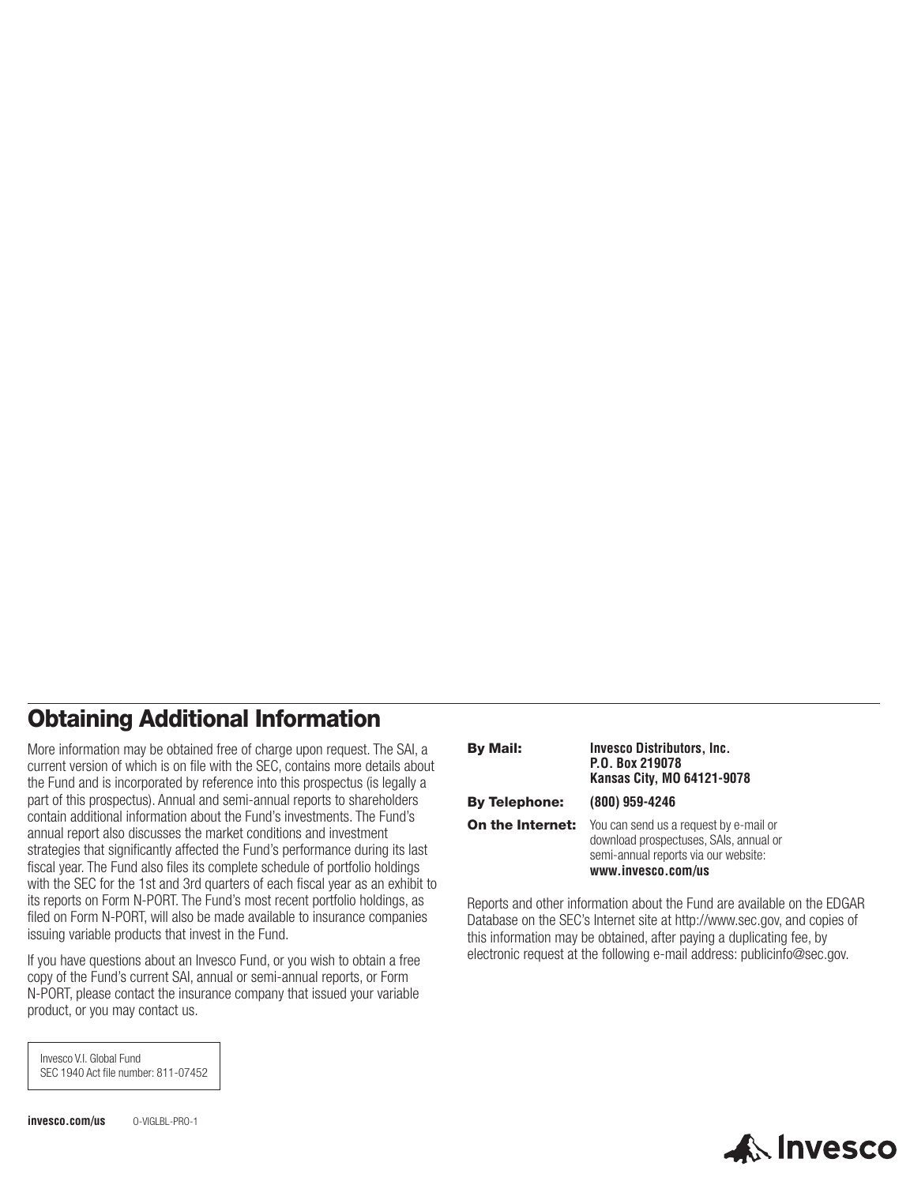## Obtaining Additional Information

More information may be obtained free of charge upon request. The SAI, a current version of which is on file with the SEC, contains more details about the Fund and is incorporated by reference into this prospectus (is legally a part of this prospectus). Annual and semi-annual reports to shareholders contain additional information about the Fund's investments. The Fund's annual report also discusses the market conditions and investment strategies that significantly affected the Fund's performance during its last fiscal year. The Fund also files its complete schedule of portfolio holdings with the SEC for the 1st and 3rd quarters of each fiscal year as an exhibit to its reports on Form N-PORT. The Fund's most recent portfolio holdings, as filed on Form N-PORT, will also be made available to insurance companies issuing variable products that invest in the Fund.

If you have questions about an Invesco Fund, or you wish to obtain a free copy of the Fund's current SAI, annual or semi-annual reports, or Form N-PORT, please contact the insurance company that issued your variable product, or you may contact us.

| | |
|---|---|
| **By Mail:** | **Invesco Distributors, Inc.**<br>**P.O. Box 219078**<br>**Kansas City, MO 64121-9078** |
| **By Telephone:** | **(800) 959-4246** |
| **On the Internet:** | You can send us a request by e-mail or download prospectuses, SAIs, annual or semi-annual reports via our website:<br>**www.invesco.com/us** |

Reports and other information about the Fund are available on the EDGAR Database on the SEC's Internet site at http://www.sec.gov, and copies of this information may be obtained, after paying a duplicating fee, by electronic request at the following e-mail address: publicinfo@sec.gov.

Invesco V.I. Global Fund
SEC 1940 Act file number: 811-07452

**invesco.com/us** O-VIGLBL-PRO-1

Invesco